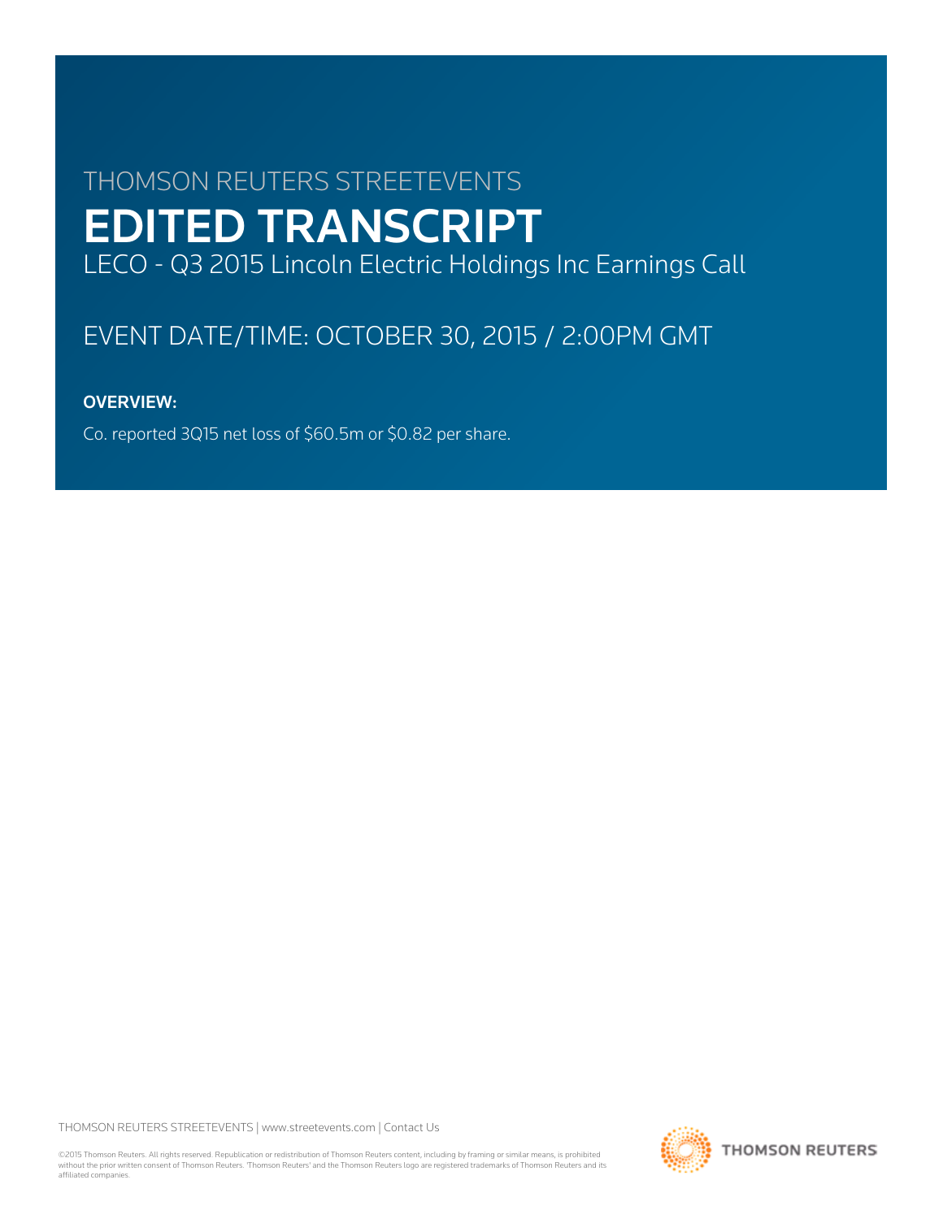THOMSON REUTERS STREETEVENTS

# EDITED TRANSCRIPT

LECO - Q3 2015 Lincoln Electric Holdings Inc Earnings Call

EVENT DATE/TIME: OCTOBER 30, 2015 / 2:00PM GMT

**OVERVIEW:**

Co. reported 3Q15 net loss of $60.5m or $0.82 per share.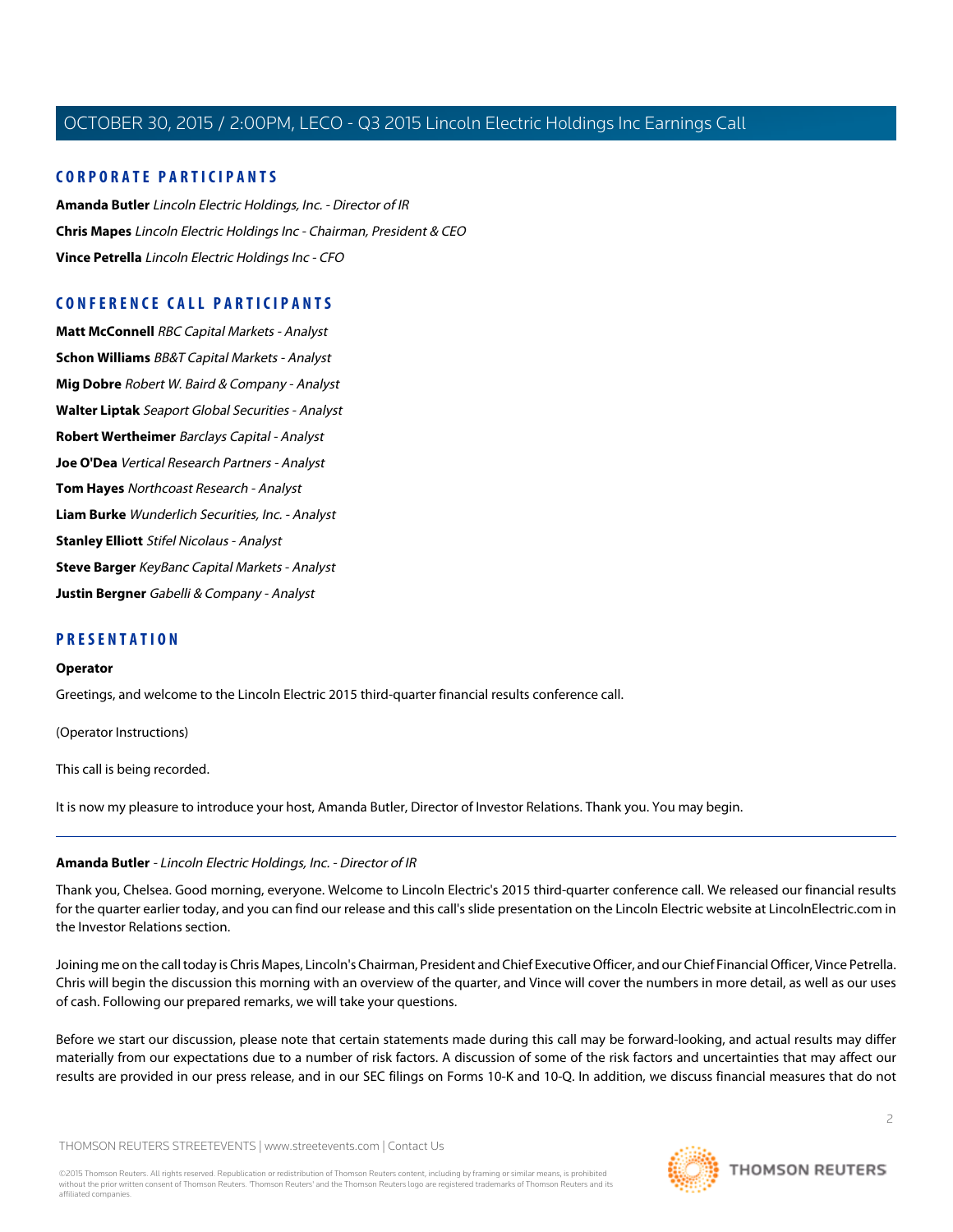## CORPORATE PARTICIPANTS

**Amanda Butler** *Lincoln Electric Holdings, Inc. - Director of IR*

**Chris Mapes** *Lincoln Electric Holdings Inc - Chairman, President & CEO*

**Vince Petrella** *Lincoln Electric Holdings Inc - CFO*

## CONFERENCE CALL PARTICIPANTS

**Matt McConnell** *RBC Capital Markets - Analyst*

**Schon Williams** *BB&T Capital Markets - Analyst*

**Mig Dobre** *Robert W. Baird & Company - Analyst*

**Walter Liptak** *Seaport Global Securities - Analyst*

**Robert Wertheimer** *Barclays Capital - Analyst*

**Joe O'Dea** *Vertical Research Partners - Analyst*

**Tom Hayes** *Northcoast Research - Analyst*

**Liam Burke** *Wunderlich Securities, Inc. - Analyst*

**Stanley Elliott** *Stifel Nicolaus - Analyst*

**Steve Barger** *KeyBanc Capital Markets - Analyst*

**Justin Bergner** *Gabelli & Company - Analyst*

## PRESENTATION

**Operator**

Greetings, and welcome to the Lincoln Electric 2015 third-quarter financial results conference call.

(Operator Instructions)

This call is being recorded.

It is now my pleasure to introduce your host, Amanda Butler, Director of Investor Relations. Thank you. You may begin.

---

**Amanda Butler** - *Lincoln Electric Holdings, Inc. - Director of IR*

Thank you, Chelsea. Good morning, everyone. Welcome to Lincoln Electric's 2015 third-quarter conference call. We released our financial results for the quarter earlier today, and you can find our release and this call's slide presentation on the Lincoln Electric website at LincolnElectric.com in the Investor Relations section.

Joining me on the call today is Chris Mapes, Lincoln's Chairman, President and Chief Executive Officer, and our Chief Financial Officer, Vince Petrella. Chris will begin the discussion this morning with an overview of the quarter, and Vince will cover the numbers in more detail, as well as our uses of cash. Following our prepared remarks, we will take your questions.

Before we start our discussion, please note that certain statements made during this call may be forward-looking, and actual results may differ materially from our expectations due to a number of risk factors. A discussion of some of the risk factors and uncertainties that may affect our results are provided in our press release, and in our SEC filings on Forms 10-K and 10-Q. In addition, we discuss financial measures that do not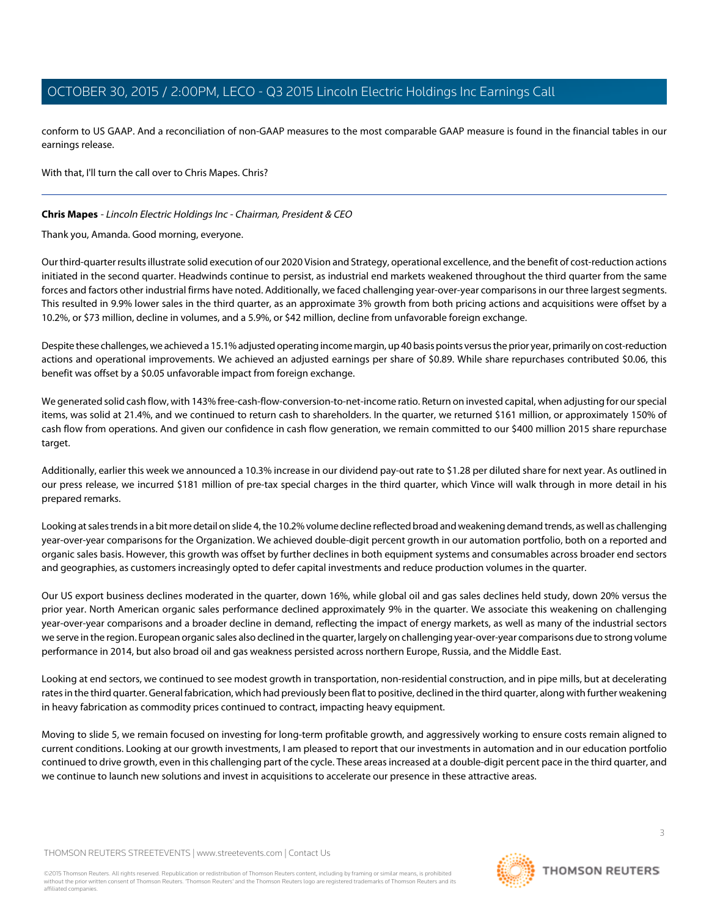conform to US GAAP. And a reconciliation of non-GAAP measures to the most comparable GAAP measure is found in the financial tables in our earnings release.

With that, I'll turn the call over to Chris Mapes. Chris?

---

**Chris Mapes** - *Lincoln Electric Holdings Inc - Chairman, President & CEO*

Thank you, Amanda. Good morning, everyone.

Our third-quarter results illustrate solid execution of our 2020 Vision and Strategy, operational excellence, and the benefit of cost-reduction actions initiated in the second quarter. Headwinds continue to persist, as industrial end markets weakened throughout the third quarter from the same forces and factors other industrial firms have noted. Additionally, we faced challenging year-over-year comparisons in our three largest segments. This resulted in 9.9% lower sales in the third quarter, as an approximate 3% growth from both pricing actions and acquisitions were offset by a 10.2%, or $73 million, decline in volumes, and a 5.9%, or $42 million, decline from unfavorable foreign exchange.

Despite these challenges, we achieved a 15.1% adjusted operating income margin, up 40 basis points versus the prior year, primarily on cost-reduction actions and operational improvements. We achieved an adjusted earnings per share of $0.89. While share repurchases contributed $0.06, this benefit was offset by a $0.05 unfavorable impact from foreign exchange.

We generated solid cash flow, with 143% free-cash-flow-conversion-to-net-income ratio. Return on invested capital, when adjusting for our special items, was solid at 21.4%, and we continued to return cash to shareholders. In the quarter, we returned $161 million, or approximately 150% of cash flow from operations. And given our confidence in cash flow generation, we remain committed to our $400 million 2015 share repurchase target.

Additionally, earlier this week we announced a 10.3% increase in our dividend pay-out rate to $1.28 per diluted share for next year. As outlined in our press release, we incurred $181 million of pre-tax special charges in the third quarter, which Vince will walk through in more detail in his prepared remarks.

Looking at sales trends in a bit more detail on slide 4, the 10.2% volume decline reflected broad and weakening demand trends, as well as challenging year-over-year comparisons for the Organization. We achieved double-digit percent growth in our automation portfolio, both on a reported and organic sales basis. However, this growth was offset by further declines in both equipment systems and consumables across broader end sectors and geographies, as customers increasingly opted to defer capital investments and reduce production volumes in the quarter.

Our US export business declines moderated in the quarter, down 16%, while global oil and gas sales declines held study, down 20% versus the prior year. North American organic sales performance declined approximately 9% in the quarter. We associate this weakening on challenging year-over-year comparisons and a broader decline in demand, reflecting the impact of energy markets, as well as many of the industrial sectors we serve in the region. European organic sales also declined in the quarter, largely on challenging year-over-year comparisons due to strong volume performance in 2014, but also broad oil and gas weakness persisted across northern Europe, Russia, and the Middle East.

Looking at end sectors, we continued to see modest growth in transportation, non-residential construction, and in pipe mills, but at decelerating rates in the third quarter. General fabrication, which had previously been flat to positive, declined in the third quarter, along with further weakening in heavy fabrication as commodity prices continued to contract, impacting heavy equipment.

Moving to slide 5, we remain focused on investing for long-term profitable growth, and aggressively working to ensure costs remain aligned to current conditions. Looking at our growth investments, I am pleased to report that our investments in automation and in our education portfolio continued to drive growth, even in this challenging part of the cycle. These areas increased at a double-digit percent pace in the third quarter, and we continue to launch new solutions and invest in acquisitions to accelerate our presence in these attractive areas.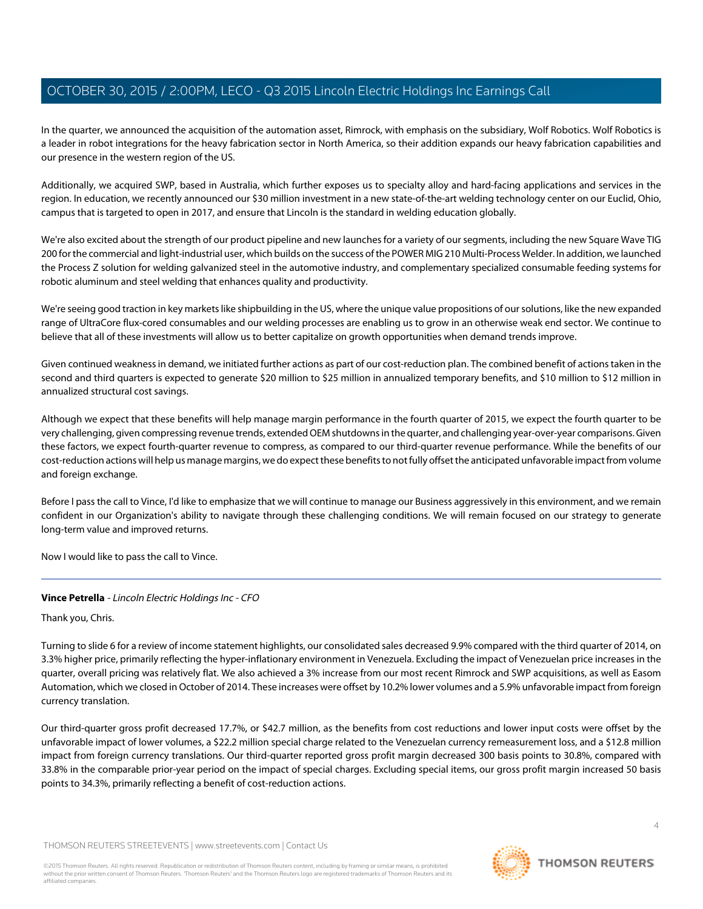In the quarter, we announced the acquisition of the automation asset, Rimrock, with emphasis on the subsidiary, Wolf Robotics. Wolf Robotics is a leader in robot integrations for the heavy fabrication sector in North America, so their addition expands our heavy fabrication capabilities and our presence in the western region of the US.

Additionally, we acquired SWP, based in Australia, which further exposes us to specialty alloy and hard-facing applications and services in the region. In education, we recently announced our $30 million investment in a new state-of-the-art welding technology center on our Euclid, Ohio, campus that is targeted to open in 2017, and ensure that Lincoln is the standard in welding education globally.

We're also excited about the strength of our product pipeline and new launches for a variety of our segments, including the new Square Wave TIG 200 for the commercial and light-industrial user, which builds on the success of the POWER MIG 210 Multi-Process Welder. In addition, we launched the Process Z solution for welding galvanized steel in the automotive industry, and complementary specialized consumable feeding systems for robotic aluminum and steel welding that enhances quality and productivity.

We're seeing good traction in key markets like shipbuilding in the US, where the unique value propositions of our solutions, like the new expanded range of UltraCore flux-cored consumables and our welding processes are enabling us to grow in an otherwise weak end sector. We continue to believe that all of these investments will allow us to better capitalize on growth opportunities when demand trends improve.

Given continued weakness in demand, we initiated further actions as part of our cost-reduction plan. The combined benefit of actions taken in the second and third quarters is expected to generate $20 million to $25 million in annualized temporary benefits, and $10 million to $12 million in annualized structural cost savings.

Although we expect that these benefits will help manage margin performance in the fourth quarter of 2015, we expect the fourth quarter to be very challenging, given compressing revenue trends, extended OEM shutdowns in the quarter, and challenging year-over-year comparisons. Given these factors, we expect fourth-quarter revenue to compress, as compared to our third-quarter revenue performance. While the benefits of our cost-reduction actions will help us manage margins, we do expect these benefits to not fully offset the anticipated unfavorable impact from volume and foreign exchange.

Before I pass the call to Vince, I'd like to emphasize that we will continue to manage our Business aggressively in this environment, and we remain confident in our Organization's ability to navigate through these challenging conditions. We will remain focused on our strategy to generate long-term value and improved returns.

Now I would like to pass the call to Vince.

---

**Vince Petrella** - *Lincoln Electric Holdings Inc - CFO*

Thank you, Chris.

Turning to slide 6 for a review of income statement highlights, our consolidated sales decreased 9.9% compared with the third quarter of 2014, on 3.3% higher price, primarily reflecting the hyper-inflationary environment in Venezuela. Excluding the impact of Venezuelan price increases in the quarter, overall pricing was relatively flat. We also achieved a 3% increase from our most recent Rimrock and SWP acquisitions, as well as Easom Automation, which we closed in October of 2014. These increases were offset by 10.2% lower volumes and a 5.9% unfavorable impact from foreign currency translation.

Our third-quarter gross profit decreased 17.7%, or $42.7 million, as the benefits from cost reductions and lower input costs were offset by the unfavorable impact of lower volumes, a $22.2 million special charge related to the Venezuelan currency remeasurement loss, and a $12.8 million impact from foreign currency translations. Our third-quarter reported gross profit margin decreased 300 basis points to 30.8%, compared with 33.8% in the comparable prior-year period on the impact of special charges. Excluding special items, our gross profit margin increased 50 basis points to 34.3%, primarily reflecting a benefit of cost-reduction actions.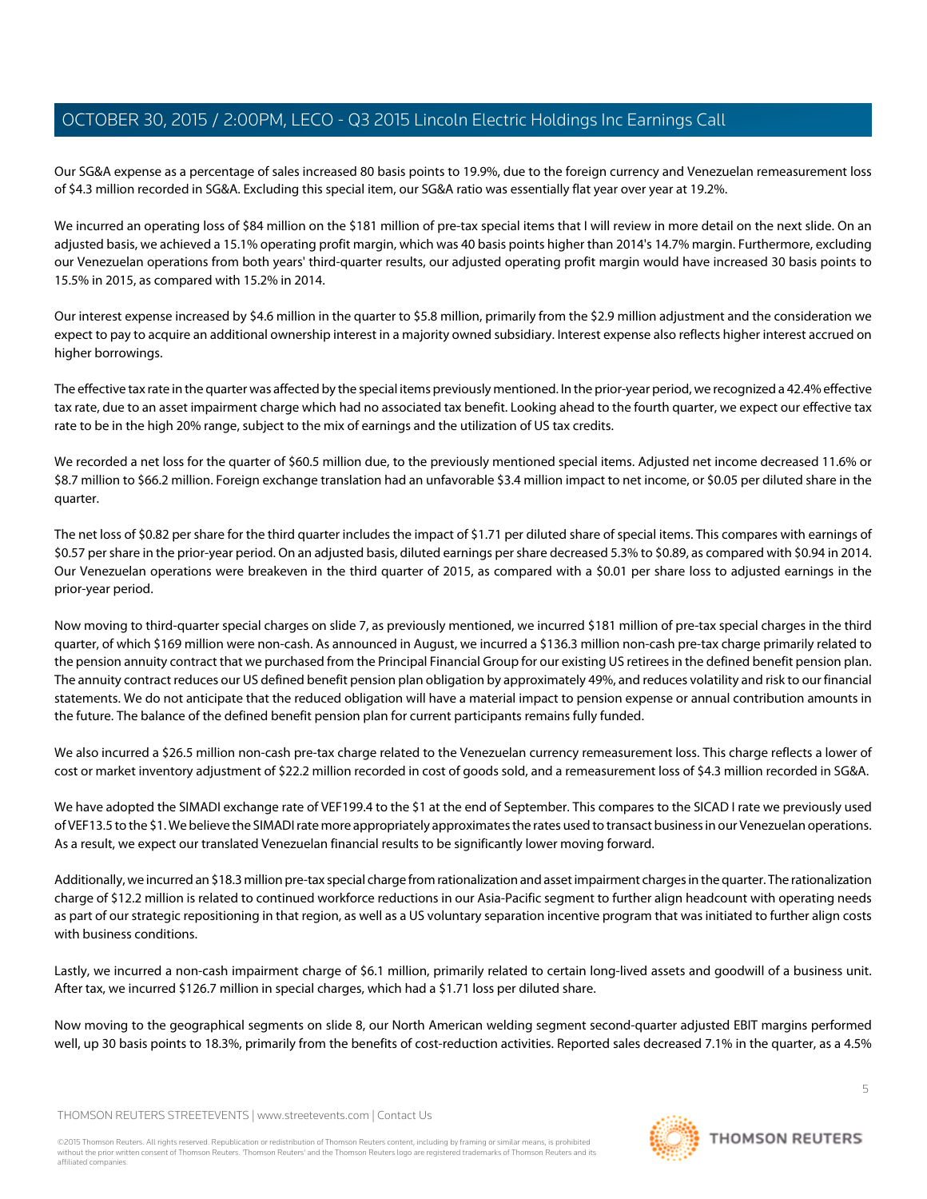Our SG&A expense as a percentage of sales increased 80 basis points to 19.9%, due to the foreign currency and Venezuelan remeasurement loss of $4.3 million recorded in SG&A. Excluding this special item, our SG&A ratio was essentially flat year over year at 19.2%.

We incurred an operating loss of $84 million on the $181 million of pre-tax special items that I will review in more detail on the next slide. On an adjusted basis, we achieved a 15.1% operating profit margin, which was 40 basis points higher than 2014's 14.7% margin. Furthermore, excluding our Venezuelan operations from both years' third-quarter results, our adjusted operating profit margin would have increased 30 basis points to 15.5% in 2015, as compared with 15.2% in 2014.

Our interest expense increased by $4.6 million in the quarter to $5.8 million, primarily from the $2.9 million adjustment and the consideration we expect to pay to acquire an additional ownership interest in a majority owned subsidiary. Interest expense also reflects higher interest accrued on higher borrowings.

The effective tax rate in the quarter was affected by the special items previously mentioned. In the prior-year period, we recognized a 42.4% effective tax rate, due to an asset impairment charge which had no associated tax benefit. Looking ahead to the fourth quarter, we expect our effective tax rate to be in the high 20% range, subject to the mix of earnings and the utilization of US tax credits.

We recorded a net loss for the quarter of $60.5 million due, to the previously mentioned special items. Adjusted net income decreased 11.6% or $8.7 million to $66.2 million. Foreign exchange translation had an unfavorable $3.4 million impact to net income, or $0.05 per diluted share in the quarter.

The net loss of $0.82 per share for the third quarter includes the impact of $1.71 per diluted share of special items. This compares with earnings of $0.57 per share in the prior-year period. On an adjusted basis, diluted earnings per share decreased 5.3% to $0.89, as compared with $0.94 in 2014. Our Venezuelan operations were breakeven in the third quarter of 2015, as compared with a $0.01 per share loss to adjusted earnings in the prior-year period.

Now moving to third-quarter special charges on slide 7, as previously mentioned, we incurred $181 million of pre-tax special charges in the third quarter, of which $169 million were non-cash. As announced in August, we incurred a $136.3 million non-cash pre-tax charge primarily related to the pension annuity contract that we purchased from the Principal Financial Group for our existing US retirees in the defined benefit pension plan. The annuity contract reduces our US defined benefit pension plan obligation by approximately 49%, and reduces volatility and risk to our financial statements. We do not anticipate that the reduced obligation will have a material impact to pension expense or annual contribution amounts in the future. The balance of the defined benefit pension plan for current participants remains fully funded.

We also incurred a $26.5 million non-cash pre-tax charge related to the Venezuelan currency remeasurement loss. This charge reflects a lower of cost or market inventory adjustment of $22.2 million recorded in cost of goods sold, and a remeasurement loss of $4.3 million recorded in SG&A.

We have adopted the SIMADI exchange rate of VEF199.4 to the $1 at the end of September. This compares to the SICAD I rate we previously used of VEF13.5 to the $1. We believe the SIMADI rate more appropriately approximates the rates used to transact business in our Venezuelan operations. As a result, we expect our translated Venezuelan financial results to be significantly lower moving forward.

Additionally, we incurred an $18.3 million pre-tax special charge from rationalization and asset impairment charges in the quarter. The rationalization charge of $12.2 million is related to continued workforce reductions in our Asia-Pacific segment to further align headcount with operating needs as part of our strategic repositioning in that region, as well as a US voluntary separation incentive program that was initiated to further align costs with business conditions.

Lastly, we incurred a non-cash impairment charge of $6.1 million, primarily related to certain long-lived assets and goodwill of a business unit. After tax, we incurred $126.7 million in special charges, which had a $1.71 loss per diluted share.

Now moving to the geographical segments on slide 8, our North American welding segment second-quarter adjusted EBIT margins performed well, up 30 basis points to 18.3%, primarily from the benefits of cost-reduction activities. Reported sales decreased 7.1% in the quarter, as a 4.5%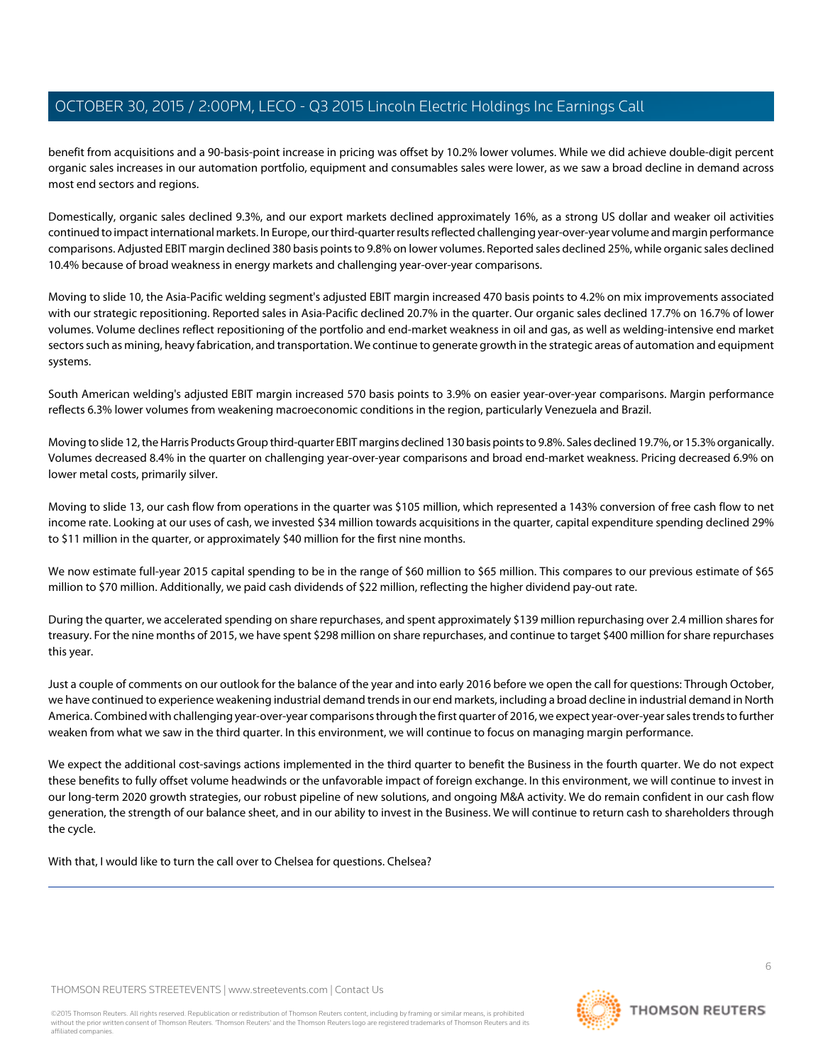benefit from acquisitions and a 90-basis-point increase in pricing was offset by 10.2% lower volumes. While we did achieve double-digit percent organic sales increases in our automation portfolio, equipment and consumables sales were lower, as we saw a broad decline in demand across most end sectors and regions.

Domestically, organic sales declined 9.3%, and our export markets declined approximately 16%, as a strong US dollar and weaker oil activities continued to impact international markets. In Europe, our third-quarter results reflected challenging year-over-year volume and margin performance comparisons. Adjusted EBIT margin declined 380 basis points to 9.8% on lower volumes. Reported sales declined 25%, while organic sales declined 10.4% because of broad weakness in energy markets and challenging year-over-year comparisons.

Moving to slide 10, the Asia-Pacific welding segment's adjusted EBIT margin increased 470 basis points to 4.2% on mix improvements associated with our strategic repositioning. Reported sales in Asia-Pacific declined 20.7% in the quarter. Our organic sales declined 17.7% on 16.7% of lower volumes. Volume declines reflect repositioning of the portfolio and end-market weakness in oil and gas, as well as welding-intensive end market sectors such as mining, heavy fabrication, and transportation. We continue to generate growth in the strategic areas of automation and equipment systems.

South American welding's adjusted EBIT margin increased 570 basis points to 3.9% on easier year-over-year comparisons. Margin performance reflects 6.3% lower volumes from weakening macroeconomic conditions in the region, particularly Venezuela and Brazil.

Moving to slide 12, the Harris Products Group third-quarter EBIT margins declined 130 basis points to 9.8%. Sales declined 19.7%, or 15.3% organically. Volumes decreased 8.4% in the quarter on challenging year-over-year comparisons and broad end-market weakness. Pricing decreased 6.9% on lower metal costs, primarily silver.

Moving to slide 13, our cash flow from operations in the quarter was $105 million, which represented a 143% conversion of free cash flow to net income rate. Looking at our uses of cash, we invested $34 million towards acquisitions in the quarter, capital expenditure spending declined 29% to $11 million in the quarter, or approximately $40 million for the first nine months.

We now estimate full-year 2015 capital spending to be in the range of $60 million to $65 million. This compares to our previous estimate of $65 million to $70 million. Additionally, we paid cash dividends of $22 million, reflecting the higher dividend pay-out rate.

During the quarter, we accelerated spending on share repurchases, and spent approximately $139 million repurchasing over 2.4 million shares for treasury. For the nine months of 2015, we have spent $298 million on share repurchases, and continue to target $400 million for share repurchases this year.

Just a couple of comments on our outlook for the balance of the year and into early 2016 before we open the call for questions: Through October, we have continued to experience weakening industrial demand trends in our end markets, including a broad decline in industrial demand in North America. Combined with challenging year-over-year comparisons through the first quarter of 2016, we expect year-over-year sales trends to further weaken from what we saw in the third quarter. In this environment, we will continue to focus on managing margin performance.

We expect the additional cost-savings actions implemented in the third quarter to benefit the Business in the fourth quarter. We do not expect these benefits to fully offset volume headwinds or the unfavorable impact of foreign exchange. In this environment, we will continue to invest in our long-term 2020 growth strategies, our robust pipeline of new solutions, and ongoing M&A activity. We do remain confident in our cash flow generation, the strength of our balance sheet, and in our ability to invest in the Business. We will continue to return cash to shareholders through the cycle.

With that, I would like to turn the call over to Chelsea for questions. Chelsea?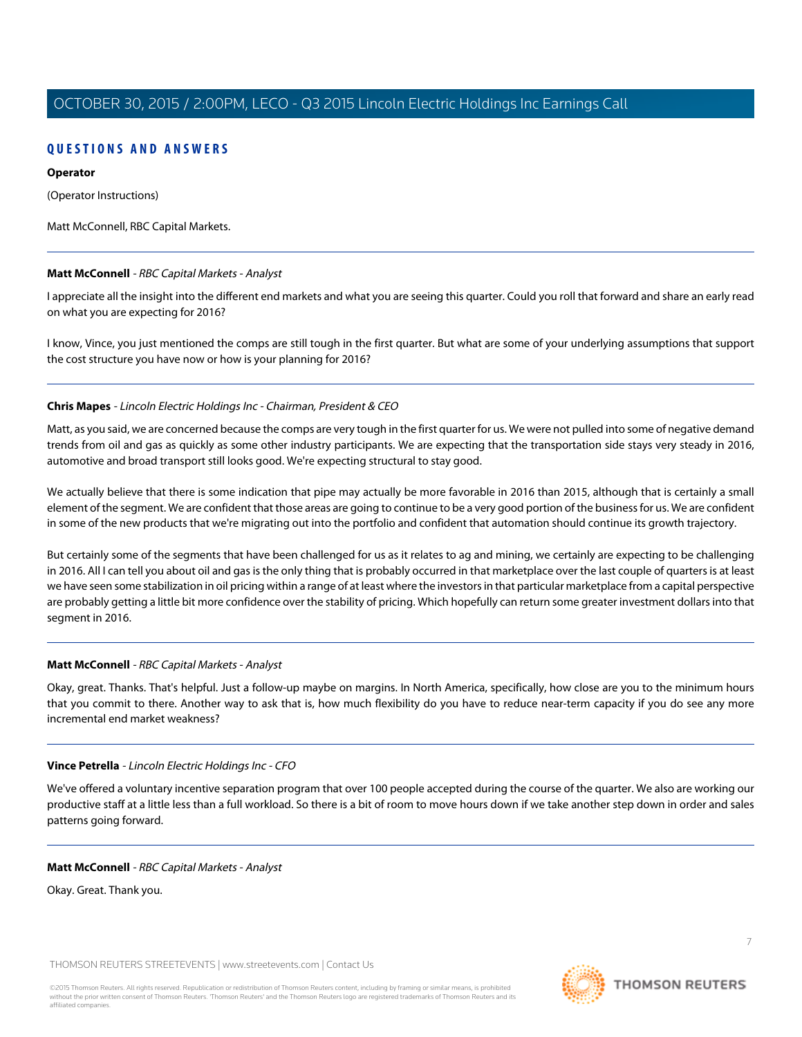## QUESTIONS AND ANSWERS

**Operator**

(Operator Instructions)

Matt McConnell, RBC Capital Markets.

---

**Matt McConnell** - *RBC Capital Markets - Analyst*

I appreciate all the insight into the different end markets and what you are seeing this quarter. Could you roll that forward and share an early read on what you are expecting for 2016?

I know, Vince, you just mentioned the comps are still tough in the first quarter. But what are some of your underlying assumptions that support the cost structure you have now or how is your planning for 2016?

---

**Chris Mapes** - *Lincoln Electric Holdings Inc - Chairman, President & CEO*

Matt, as you said, we are concerned because the comps are very tough in the first quarter for us. We were not pulled into some of negative demand trends from oil and gas as quickly as some other industry participants. We are expecting that the transportation side stays very steady in 2016, automotive and broad transport still looks good. We're expecting structural to stay good.

We actually believe that there is some indication that pipe may actually be more favorable in 2016 than 2015, although that is certainly a small element of the segment. We are confident that those areas are going to continue to be a very good portion of the business for us. We are confident in some of the new products that we're migrating out into the portfolio and confident that automation should continue its growth trajectory.

But certainly some of the segments that have been challenged for us as it relates to ag and mining, we certainly are expecting to be challenging in 2016. All I can tell you about oil and gas is the only thing that is probably occurred in that marketplace over the last couple of quarters is at least we have seen some stabilization in oil pricing within a range of at least where the investors in that particular marketplace from a capital perspective are probably getting a little bit more confidence over the stability of pricing. Which hopefully can return some greater investment dollars into that segment in 2016.

---

**Matt McConnell** - *RBC Capital Markets - Analyst*

Okay, great. Thanks. That's helpful. Just a follow-up maybe on margins. In North America, specifically, how close are you to the minimum hours that you commit to there. Another way to ask that is, how much flexibility do you have to reduce near-term capacity if you do see any more incremental end market weakness?

---

**Vince Petrella** - *Lincoln Electric Holdings Inc - CFO*

We've offered a voluntary incentive separation program that over 100 people accepted during the course of the quarter. We also are working our productive staff at a little less than a full workload. So there is a bit of room to move hours down if we take another step down in order and sales patterns going forward.

---

**Matt McConnell** - *RBC Capital Markets - Analyst*

Okay. Great. Thank you.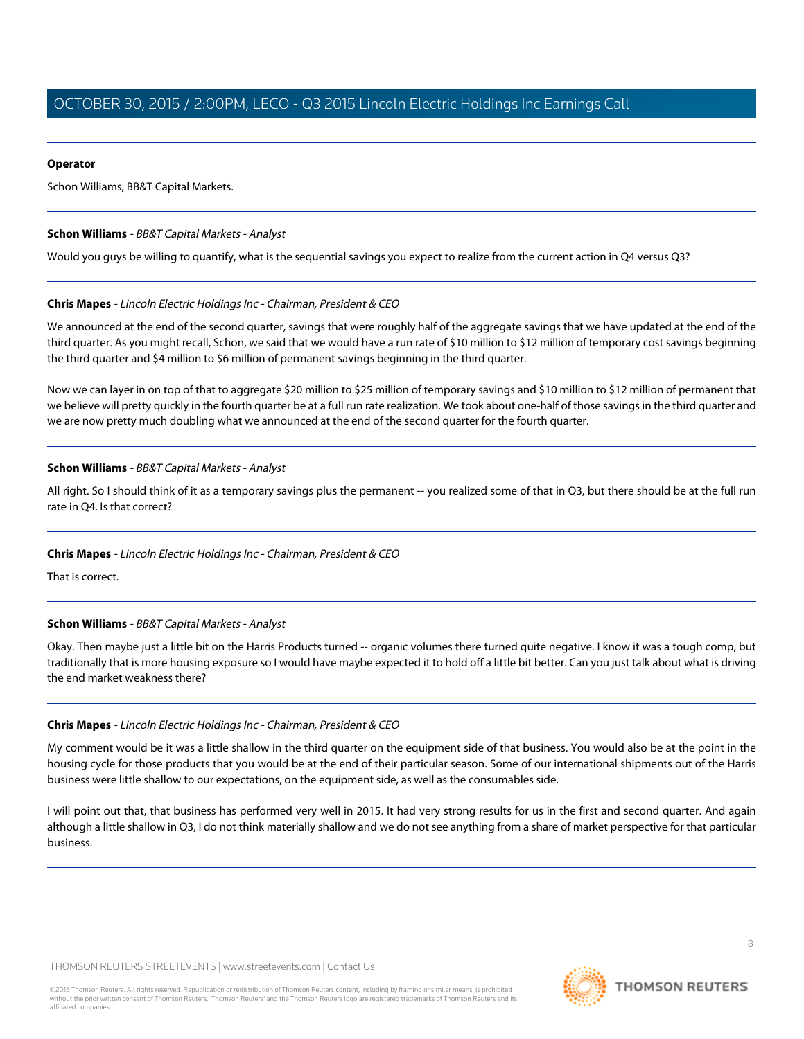**Operator**

Schon Williams, BB&T Capital Markets.

**Schon Williams** - *BB&T Capital Markets - Analyst*

Would you guys be willing to quantify, what is the sequential savings you expect to realize from the current action in Q4 versus Q3?

**Chris Mapes** - *Lincoln Electric Holdings Inc - Chairman, President & CEO*

We announced at the end of the second quarter, savings that were roughly half of the aggregate savings that we have updated at the end of the third quarter. As you might recall, Schon, we said that we would have a run rate of $10 million to $12 million of temporary cost savings beginning the third quarter and $4 million to $6 million of permanent savings beginning in the third quarter.

Now we can layer in on top of that to aggregate $20 million to $25 million of temporary savings and $10 million to $12 million of permanent that we believe will pretty quickly in the fourth quarter be at a full run rate realization. We took about one-half of those savings in the third quarter and we are now pretty much doubling what we announced at the end of the second quarter for the fourth quarter.

**Schon Williams** - *BB&T Capital Markets - Analyst*

All right. So I should think of it as a temporary savings plus the permanent -- you realized some of that in Q3, but there should be at the full run rate in Q4. Is that correct?

**Chris Mapes** - *Lincoln Electric Holdings Inc - Chairman, President & CEO*

That is correct.

**Schon Williams** - *BB&T Capital Markets - Analyst*

Okay. Then maybe just a little bit on the Harris Products turned -- organic volumes there turned quite negative. I know it was a tough comp, but traditionally that is more housing exposure so I would have maybe expected it to hold off a little bit better. Can you just talk about what is driving the end market weakness there?

**Chris Mapes** - *Lincoln Electric Holdings Inc - Chairman, President & CEO*

My comment would be it was a little shallow in the third quarter on the equipment side of that business. You would also be at the point in the housing cycle for those products that you would be at the end of their particular season. Some of our international shipments out of the Harris business were little shallow to our expectations, on the equipment side, as well as the consumables side.

I will point out that, that business has performed very well in 2015. It had very strong results for us in the first and second quarter. And again although a little shallow in Q3, I do not think materially shallow and we do not see anything from a share of market perspective for that particular business.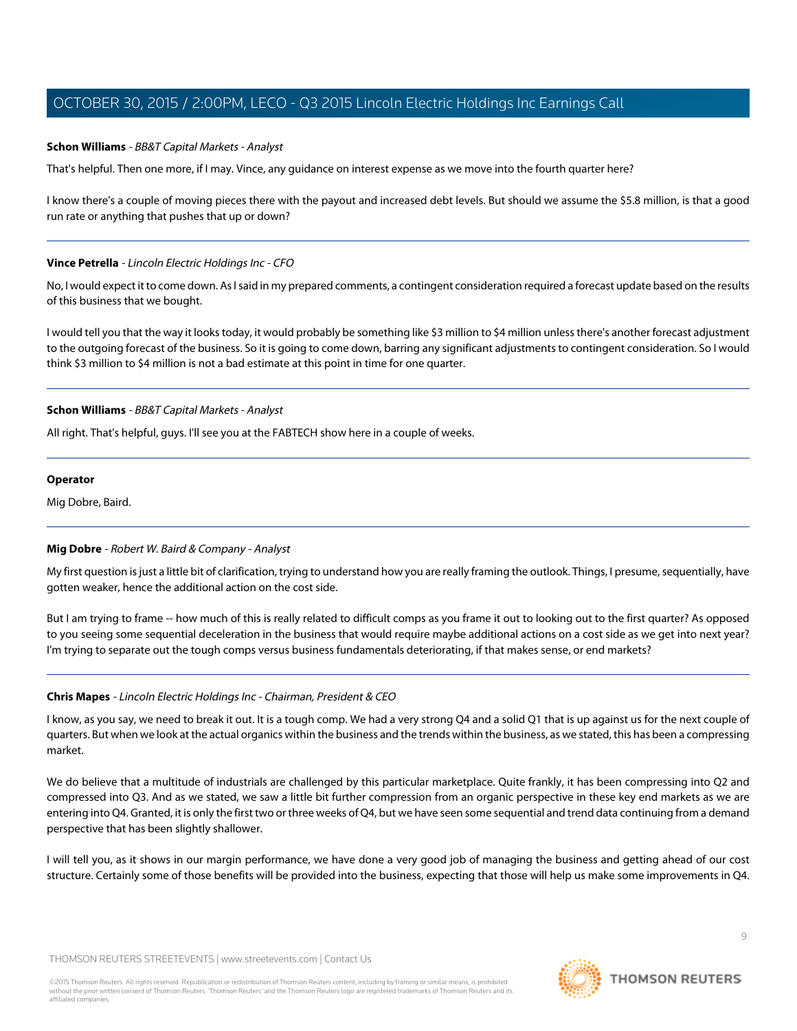**Schon Williams** - *BB&T Capital Markets - Analyst*

That's helpful. Then one more, if I may. Vince, any guidance on interest expense as we move into the fourth quarter here?

I know there's a couple of moving pieces there with the payout and increased debt levels. But should we assume the $5.8 million, is that a good run rate or anything that pushes that up or down?

---

**Vince Petrella** - *Lincoln Electric Holdings Inc - CFO*

No, I would expect it to come down. As I said in my prepared comments, a contingent consideration required a forecast update based on the results of this business that we bought.

I would tell you that the way it looks today, it would probably be something like $3 million to $4 million unless there's another forecast adjustment to the outgoing forecast of the business. So it is going to come down, barring any significant adjustments to contingent consideration. So I would think $3 million to $4 million is not a bad estimate at this point in time for one quarter.

---

**Schon Williams** - *BB&T Capital Markets - Analyst*

All right. That's helpful, guys. I'll see you at the FABTECH show here in a couple of weeks.

---

**Operator**

Mig Dobre, Baird.

---

**Mig Dobre** - *Robert W. Baird & Company - Analyst*

My first question is just a little bit of clarification, trying to understand how you are really framing the outlook. Things, I presume, sequentially, have gotten weaker, hence the additional action on the cost side.

But I am trying to frame -- how much of this is really related to difficult comps as you frame it out to looking out to the first quarter? As opposed to you seeing some sequential deceleration in the business that would require maybe additional actions on a cost side as we get into next year? I'm trying to separate out the tough comps versus business fundamentals deteriorating, if that makes sense, or end markets?

---

**Chris Mapes** - *Lincoln Electric Holdings Inc - Chairman, President & CEO*

I know, as you say, we need to break it out. It is a tough comp. We had a very strong Q4 and a solid Q1 that is up against us for the next couple of quarters. But when we look at the actual organics within the business and the trends within the business, as we stated, this has been a compressing market.

We do believe that a multitude of industrials are challenged by this particular marketplace. Quite frankly, it has been compressing into Q2 and compressed into Q3. And as we stated, we saw a little bit further compression from an organic perspective in these key end markets as we are entering into Q4. Granted, it is only the first two or three weeks of Q4, but we have seen some sequential and trend data continuing from a demand perspective that has been slightly shallower.

I will tell you, as it shows in our margin performance, we have done a very good job of managing the business and getting ahead of our cost structure. Certainly some of those benefits will be provided into the business, expecting that those will help us make some improvements in Q4.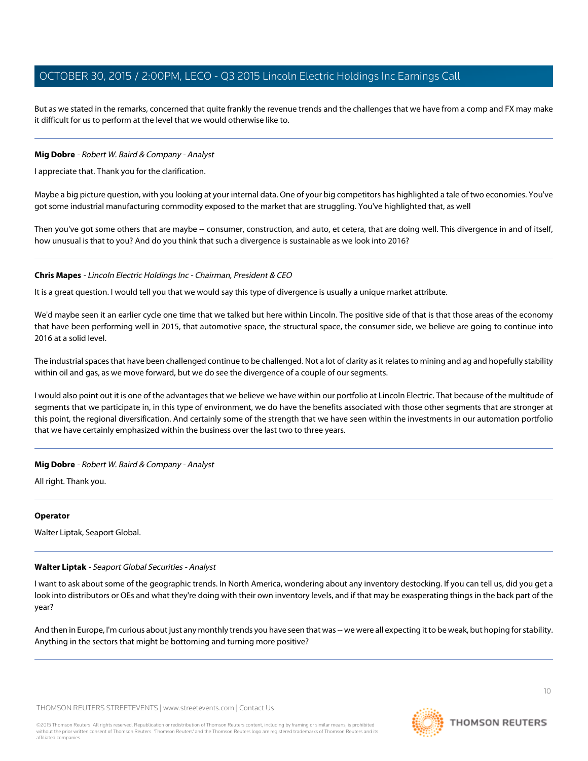But as we stated in the remarks, concerned that quite frankly the revenue trends and the challenges that we have from a comp and FX may make it difficult for us to perform at the level that we would otherwise like to.

---

**Mig Dobre** - *Robert W. Baird & Company - Analyst*

I appreciate that. Thank you for the clarification.

Maybe a big picture question, with you looking at your internal data. One of your big competitors has highlighted a tale of two economies. You've got some industrial manufacturing commodity exposed to the market that are struggling. You've highlighted that, as well

Then you've got some others that are maybe -- consumer, construction, and auto, et cetera, that are doing well. This divergence in and of itself, how unusual is that to you? And do you think that such a divergence is sustainable as we look into 2016?

---

**Chris Mapes** - *Lincoln Electric Holdings Inc - Chairman, President & CEO*

It is a great question. I would tell you that we would say this type of divergence is usually a unique market attribute.

We'd maybe seen it an earlier cycle one time that we talked but here within Lincoln. The positive side of that is that those areas of the economy that have been performing well in 2015, that automotive space, the structural space, the consumer side, we believe are going to continue into 2016 at a solid level.

The industrial spaces that have been challenged continue to be challenged. Not a lot of clarity as it relates to mining and ag and hopefully stability within oil and gas, as we move forward, but we do see the divergence of a couple of our segments.

I would also point out it is one of the advantages that we believe we have within our portfolio at Lincoln Electric. That because of the multitude of segments that we participate in, in this type of environment, we do have the benefits associated with those other segments that are stronger at this point, the regional diversification. And certainly some of the strength that we have seen within the investments in our automation portfolio that we have certainly emphasized within the business over the last two to three years.

---

**Mig Dobre** - *Robert W. Baird & Company - Analyst*

All right. Thank you.

---

**Operator**

Walter Liptak, Seaport Global.

---

**Walter Liptak** - *Seaport Global Securities - Analyst*

I want to ask about some of the geographic trends. In North America, wondering about any inventory destocking. If you can tell us, did you get a look into distributors or OEs and what they're doing with their own inventory levels, and if that may be exasperating things in the back part of the year?

And then in Europe, I'm curious about just any monthly trends you have seen that was -- we were all expecting it to be weak, but hoping for stability. Anything in the sectors that might be bottoming and turning more positive?

---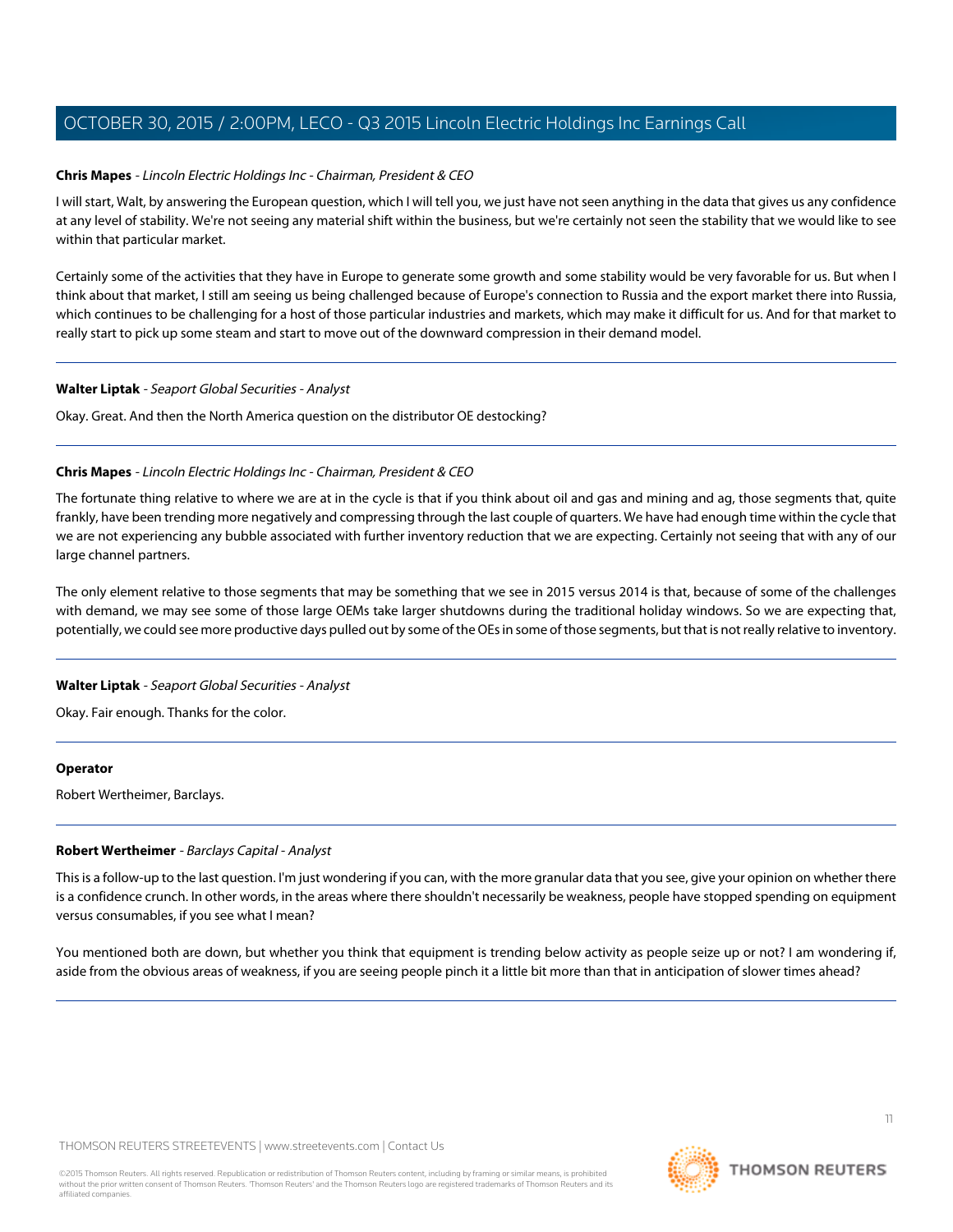**Chris Mapes** - *Lincoln Electric Holdings Inc - Chairman, President & CEO*

I will start, Walt, by answering the European question, which I will tell you, we just have not seen anything in the data that gives us any confidence at any level of stability. We're not seeing any material shift within the business, but we're certainly not seen the stability that we would like to see within that particular market.

Certainly some of the activities that they have in Europe to generate some growth and some stability would be very favorable for us. But when I think about that market, I still am seeing us being challenged because of Europe's connection to Russia and the export market there into Russia, which continues to be challenging for a host of those particular industries and markets, which may make it difficult for us. And for that market to really start to pick up some steam and start to move out of the downward compression in their demand model.

---

**Walter Liptak** - *Seaport Global Securities - Analyst*

Okay. Great. And then the North America question on the distributor OE destocking?

---

**Chris Mapes** - *Lincoln Electric Holdings Inc - Chairman, President & CEO*

The fortunate thing relative to where we are at in the cycle is that if you think about oil and gas and mining and ag, those segments that, quite frankly, have been trending more negatively and compressing through the last couple of quarters. We have had enough time within the cycle that we are not experiencing any bubble associated with further inventory reduction that we are expecting. Certainly not seeing that with any of our large channel partners.

The only element relative to those segments that may be something that we see in 2015 versus 2014 is that, because of some of the challenges with demand, we may see some of those large OEMs take larger shutdowns during the traditional holiday windows. So we are expecting that, potentially, we could see more productive days pulled out by some of the OEs in some of those segments, but that is not really relative to inventory.

---

**Walter Liptak** - *Seaport Global Securities - Analyst*

Okay. Fair enough. Thanks for the color.

---

**Operator**

Robert Wertheimer, Barclays.

---

**Robert Wertheimer** - *Barclays Capital - Analyst*

This is a follow-up to the last question. I'm just wondering if you can, with the more granular data that you see, give your opinion on whether there is a confidence crunch. In other words, in the areas where there shouldn't necessarily be weakness, people have stopped spending on equipment versus consumables, if you see what I mean?

You mentioned both are down, but whether you think that equipment is trending below activity as people seize up or not? I am wondering if, aside from the obvious areas of weakness, if you are seeing people pinch it a little bit more than that in anticipation of slower times ahead?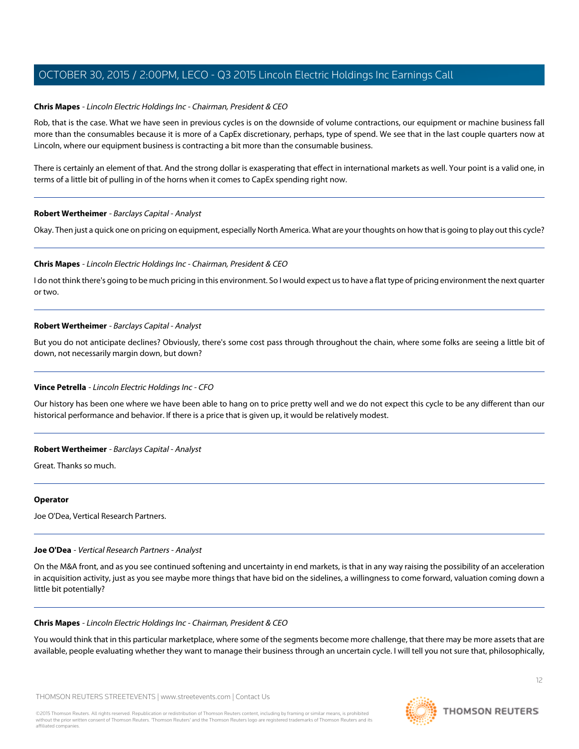**Chris Mapes** - *Lincoln Electric Holdings Inc - Chairman, President & CEO*

Rob, that is the case. What we have seen in previous cycles is on the downside of volume contractions, our equipment or machine business fall more than the consumables because it is more of a CapEx discretionary, perhaps, type of spend. We see that in the last couple quarters now at Lincoln, where our equipment business is contracting a bit more than the consumable business.

There is certainly an element of that. And the strong dollar is exasperating that effect in international markets as well. Your point is a valid one, in terms of a little bit of pulling in of the horns when it comes to CapEx spending right now.

---

**Robert Wertheimer** - *Barclays Capital - Analyst*

Okay. Then just a quick one on pricing on equipment, especially North America. What are your thoughts on how that is going to play out this cycle?

---

**Chris Mapes** - *Lincoln Electric Holdings Inc - Chairman, President & CEO*

I do not think there's going to be much pricing in this environment. So I would expect us to have a flat type of pricing environment the next quarter or two.

---

**Robert Wertheimer** - *Barclays Capital - Analyst*

But you do not anticipate declines? Obviously, there's some cost pass through throughout the chain, where some folks are seeing a little bit of down, not necessarily margin down, but down?

---

**Vince Petrella** - *Lincoln Electric Holdings Inc - CFO*

Our history has been one where we have been able to hang on to price pretty well and we do not expect this cycle to be any different than our historical performance and behavior. If there is a price that is given up, it would be relatively modest.

---

**Robert Wertheimer** - *Barclays Capital - Analyst*

Great. Thanks so much.

---

**Operator**

Joe O'Dea, Vertical Research Partners.

---

**Joe O'Dea** - *Vertical Research Partners - Analyst*

On the M&A front, and as you see continued softening and uncertainty in end markets, is that in any way raising the possibility of an acceleration in acquisition activity, just as you see maybe more things that have bid on the sidelines, a willingness to come forward, valuation coming down a little bit potentially?

---

**Chris Mapes** - *Lincoln Electric Holdings Inc - Chairman, President & CEO*

You would think that in this particular marketplace, where some of the segments become more challenge, that there may be more assets that are available, people evaluating whether they want to manage their business through an uncertain cycle. I will tell you not sure that, philosophically,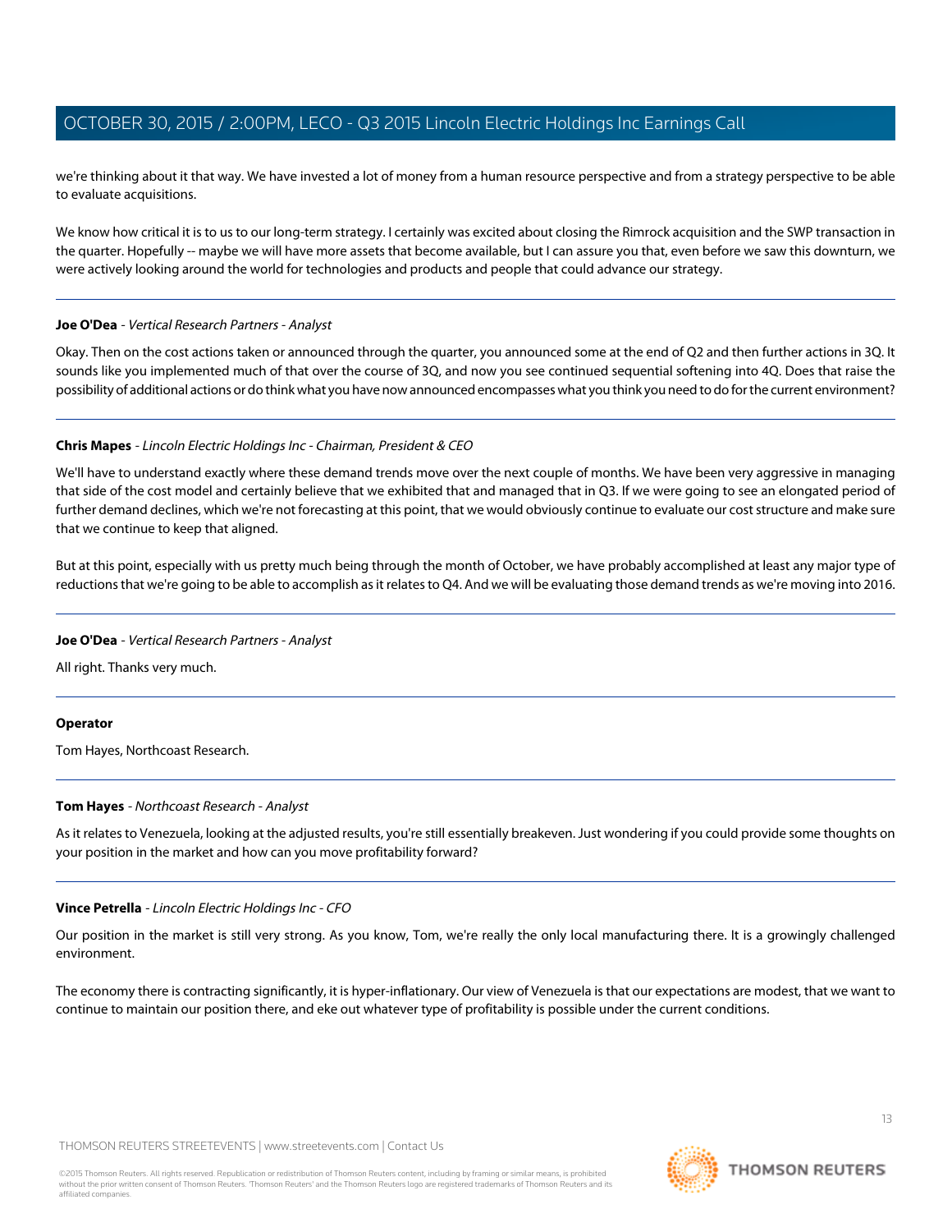we're thinking about it that way. We have invested a lot of money from a human resource perspective and from a strategy perspective to be able to evaluate acquisitions.

We know how critical it is to us to our long-term strategy. I certainly was excited about closing the Rimrock acquisition and the SWP transaction in the quarter. Hopefully -- maybe we will have more assets that become available, but I can assure you that, even before we saw this downturn, we were actively looking around the world for technologies and products and people that could advance our strategy.

---

**Joe O'Dea** - *Vertical Research Partners - Analyst*

Okay. Then on the cost actions taken or announced through the quarter, you announced some at the end of Q2 and then further actions in 3Q. It sounds like you implemented much of that over the course of 3Q, and now you see continued sequential softening into 4Q. Does that raise the possibility of additional actions or do think what you have now announced encompasses what you think you need to do for the current environment?

---

**Chris Mapes** - *Lincoln Electric Holdings Inc - Chairman, President & CEO*

We'll have to understand exactly where these demand trends move over the next couple of months. We have been very aggressive in managing that side of the cost model and certainly believe that we exhibited that and managed that in Q3. If we were going to see an elongated period of further demand declines, which we're not forecasting at this point, that we would obviously continue to evaluate our cost structure and make sure that we continue to keep that aligned.

But at this point, especially with us pretty much being through the month of October, we have probably accomplished at least any major type of reductions that we're going to be able to accomplish as it relates to Q4. And we will be evaluating those demand trends as we're moving into 2016.

---

**Joe O'Dea** - *Vertical Research Partners - Analyst*

All right. Thanks very much.

---

**Operator**

Tom Hayes, Northcoast Research.

---

**Tom Hayes** - *Northcoast Research - Analyst*

As it relates to Venezuela, looking at the adjusted results, you're still essentially breakeven. Just wondering if you could provide some thoughts on your position in the market and how can you move profitability forward?

---

**Vince Petrella** - *Lincoln Electric Holdings Inc - CFO*

Our position in the market is still very strong. As you know, Tom, we're really the only local manufacturing there. It is a growingly challenged environment.

The economy there is contracting significantly, it is hyper-inflationary. Our view of Venezuela is that our expectations are modest, that we want to continue to maintain our position there, and eke out whatever type of profitability is possible under the current conditions.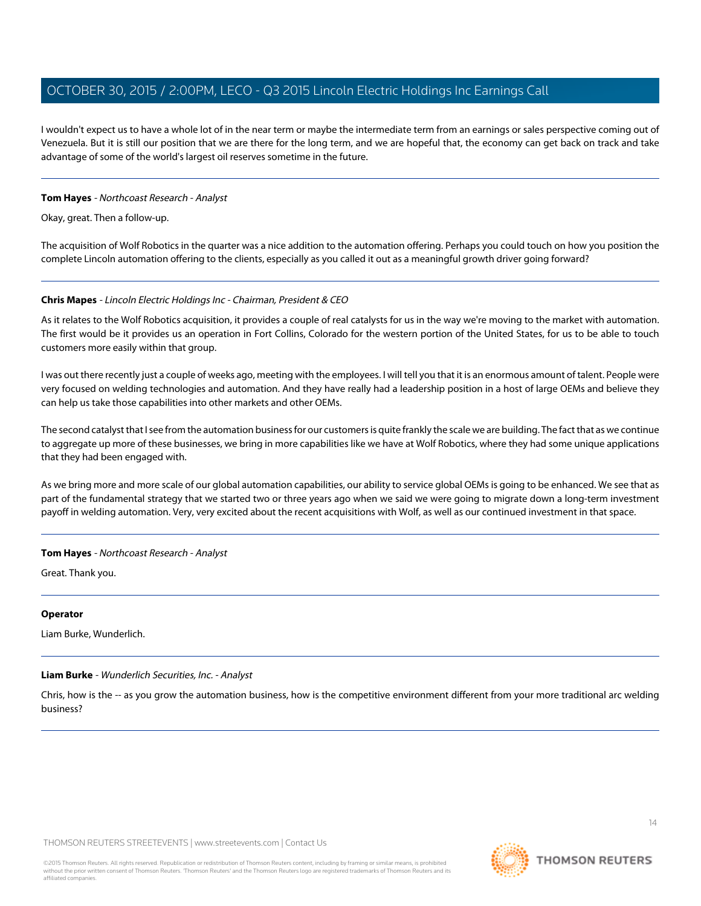I wouldn't expect us to have a whole lot of in the near term or maybe the intermediate term from an earnings or sales perspective coming out of Venezuela. But it is still our position that we are there for the long term, and we are hopeful that, the economy can get back on track and take advantage of some of the world's largest oil reserves sometime in the future.

---

**Tom Hayes** - *Northcoast Research - Analyst*

Okay, great. Then a follow-up.

The acquisition of Wolf Robotics in the quarter was a nice addition to the automation offering. Perhaps you could touch on how you position the complete Lincoln automation offering to the clients, especially as you called it out as a meaningful growth driver going forward?

---

**Chris Mapes** - *Lincoln Electric Holdings Inc - Chairman, President & CEO*

As it relates to the Wolf Robotics acquisition, it provides a couple of real catalysts for us in the way we're moving to the market with automation. The first would be it provides us an operation in Fort Collins, Colorado for the western portion of the United States, for us to be able to touch customers more easily within that group.

I was out there recently just a couple of weeks ago, meeting with the employees. I will tell you that it is an enormous amount of talent. People were very focused on welding technologies and automation. And they have really had a leadership position in a host of large OEMs and believe they can help us take those capabilities into other markets and other OEMs.

The second catalyst that I see from the automation business for our customers is quite frankly the scale we are building. The fact that as we continue to aggregate up more of these businesses, we bring in more capabilities like we have at Wolf Robotics, where they had some unique applications that they had been engaged with.

As we bring more and more scale of our global automation capabilities, our ability to service global OEMs is going to be enhanced. We see that as part of the fundamental strategy that we started two or three years ago when we said we were going to migrate down a long-term investment payoff in welding automation. Very, very excited about the recent acquisitions with Wolf, as well as our continued investment in that space.

---

**Tom Hayes** - *Northcoast Research - Analyst*

Great. Thank you.

---

**Operator**

Liam Burke, Wunderlich.

---

**Liam Burke** - *Wunderlich Securities, Inc. - Analyst*

Chris, how is the -- as you grow the automation business, how is the competitive environment different from your more traditional arc welding business?

---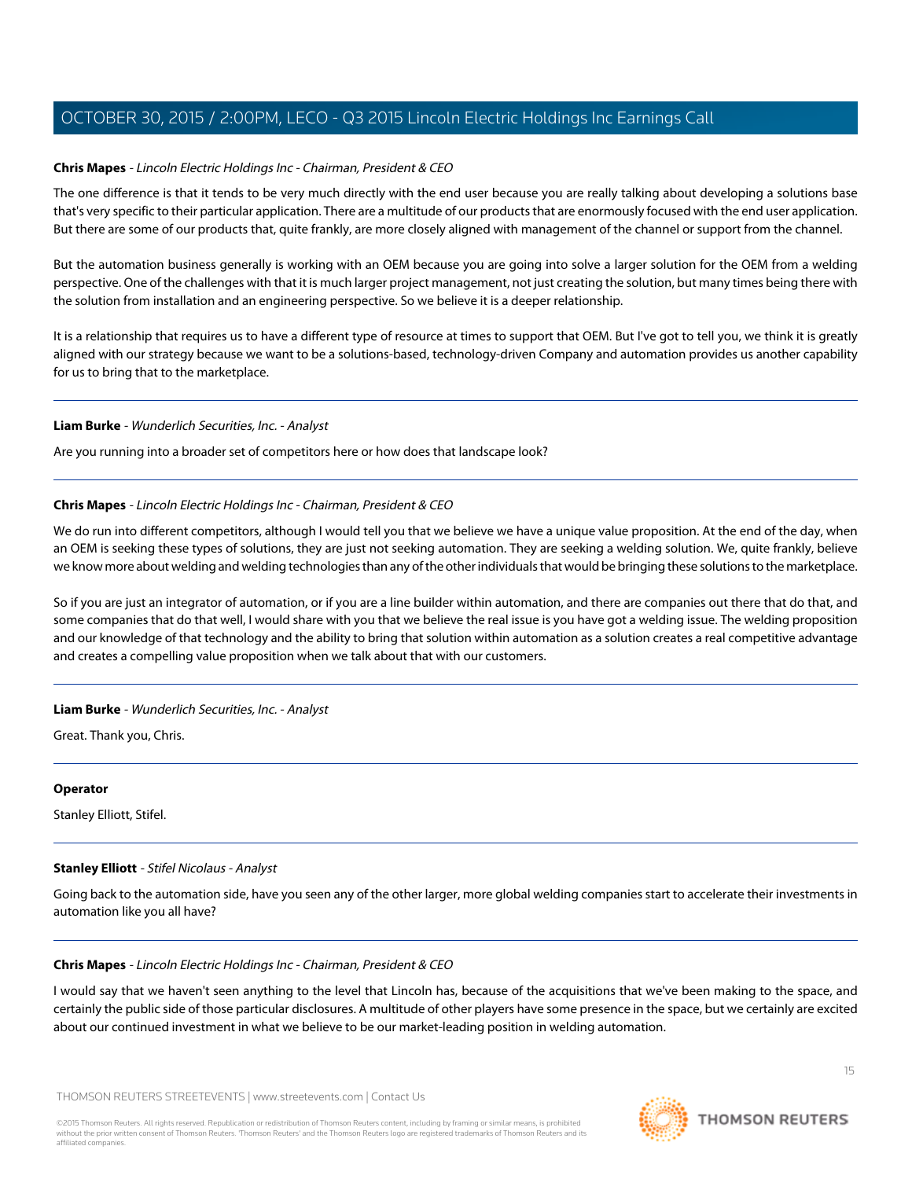**Chris Mapes** - *Lincoln Electric Holdings Inc - Chairman, President & CEO*

The one difference is that it tends to be very much directly with the end user because you are really talking about developing a solutions base that's very specific to their particular application. There are a multitude of our products that are enormously focused with the end user application. But there are some of our products that, quite frankly, are more closely aligned with management of the channel or support from the channel.

But the automation business generally is working with an OEM because you are going into solve a larger solution for the OEM from a welding perspective. One of the challenges with that it is much larger project management, not just creating the solution, but many times being there with the solution from installation and an engineering perspective. So we believe it is a deeper relationship.

It is a relationship that requires us to have a different type of resource at times to support that OEM. But I've got to tell you, we think it is greatly aligned with our strategy because we want to be a solutions-based, technology-driven Company and automation provides us another capability for us to bring that to the marketplace.

---

**Liam Burke** - *Wunderlich Securities, Inc. - Analyst*

Are you running into a broader set of competitors here or how does that landscape look?

---

**Chris Mapes** - *Lincoln Electric Holdings Inc - Chairman, President & CEO*

We do run into different competitors, although I would tell you that we believe we have a unique value proposition. At the end of the day, when an OEM is seeking these types of solutions, they are just not seeking automation. They are seeking a welding solution. We, quite frankly, believe we know more about welding and welding technologies than any of the other individuals that would be bringing these solutions to the marketplace.

So if you are just an integrator of automation, or if you are a line builder within automation, and there are companies out there that do that, and some companies that do that well, I would share with you that we believe the real issue is you have got a welding issue. The welding proposition and our knowledge of that technology and the ability to bring that solution within automation as a solution creates a real competitive advantage and creates a compelling value proposition when we talk about that with our customers.

---

**Liam Burke** - *Wunderlich Securities, Inc. - Analyst*

Great. Thank you, Chris.

---

**Operator**

Stanley Elliott, Stifel.

---

**Stanley Elliott** - *Stifel Nicolaus - Analyst*

Going back to the automation side, have you seen any of the other larger, more global welding companies start to accelerate their investments in automation like you all have?

---

**Chris Mapes** - *Lincoln Electric Holdings Inc - Chairman, President & CEO*

I would say that we haven't seen anything to the level that Lincoln has, because of the acquisitions that we've been making to the space, and certainly the public side of those particular disclosures. A multitude of other players have some presence in the space, but we certainly are excited about our continued investment in what we believe to be our market-leading position in welding automation.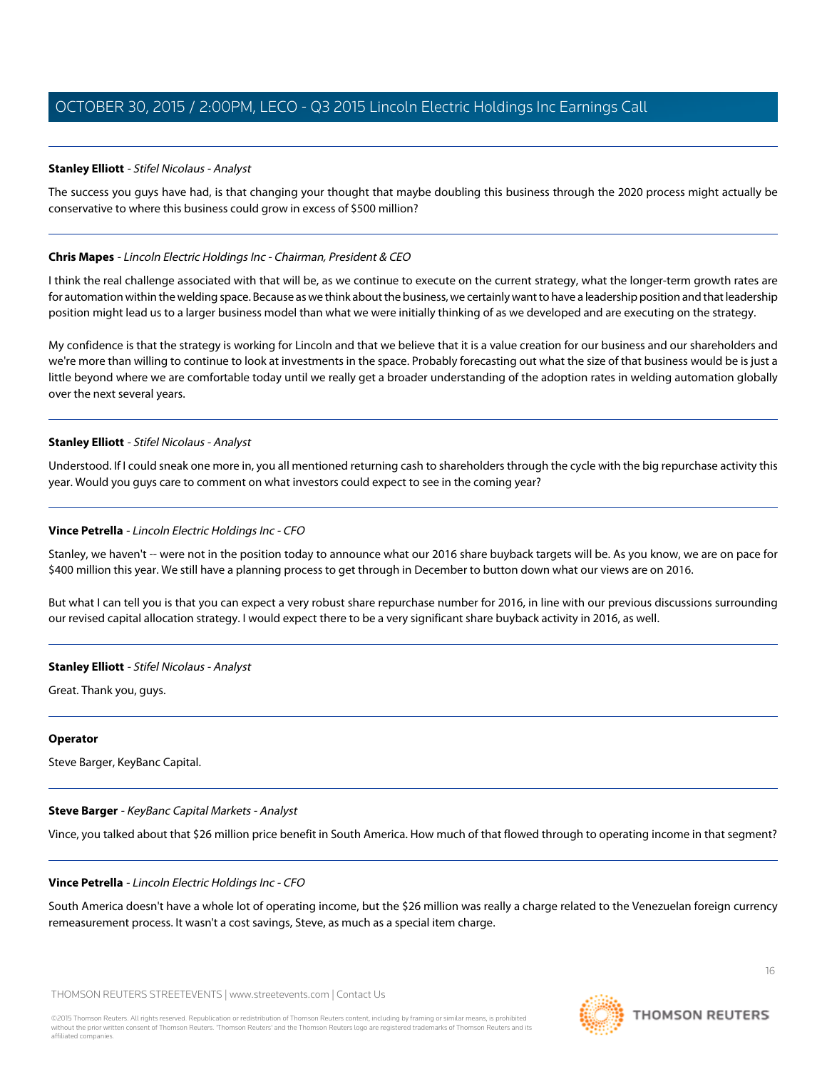**Stanley Elliott** - *Stifel Nicolaus - Analyst*

The success you guys have had, is that changing your thought that maybe doubling this business through the 2020 process might actually be conservative to where this business could grow in excess of $500 million?

---

**Chris Mapes** - *Lincoln Electric Holdings Inc - Chairman, President & CEO*

I think the real challenge associated with that will be, as we continue to execute on the current strategy, what the longer-term growth rates are for automation within the welding space. Because as we think about the business, we certainly want to have a leadership position and that leadership position might lead us to a larger business model than what we were initially thinking of as we developed and are executing on the strategy.

My confidence is that the strategy is working for Lincoln and that we believe that it is a value creation for our business and our shareholders and we're more than willing to continue to look at investments in the space. Probably forecasting out what the size of that business would be is just a little beyond where we are comfortable today until we really get a broader understanding of the adoption rates in welding automation globally over the next several years.

---

**Stanley Elliott** - *Stifel Nicolaus - Analyst*

Understood. If I could sneak one more in, you all mentioned returning cash to shareholders through the cycle with the big repurchase activity this year. Would you guys care to comment on what investors could expect to see in the coming year?

---

**Vince Petrella** - *Lincoln Electric Holdings Inc - CFO*

Stanley, we haven't -- were not in the position today to announce what our 2016 share buyback targets will be. As you know, we are on pace for $400 million this year. We still have a planning process to get through in December to button down what our views are on 2016.

But what I can tell you is that you can expect a very robust share repurchase number for 2016, in line with our previous discussions surrounding our revised capital allocation strategy. I would expect there to be a very significant share buyback activity in 2016, as well.

---

**Stanley Elliott** - *Stifel Nicolaus - Analyst*

Great. Thank you, guys.

---

**Operator**

Steve Barger, KeyBanc Capital.

---

**Steve Barger** - *KeyBanc Capital Markets - Analyst*

Vince, you talked about that $26 million price benefit in South America. How much of that flowed through to operating income in that segment?

---

**Vince Petrella** - *Lincoln Electric Holdings Inc - CFO*

South America doesn't have a whole lot of operating income, but the $26 million was really a charge related to the Venezuelan foreign currency remeasurement process. It wasn't a cost savings, Steve, as much as a special item charge.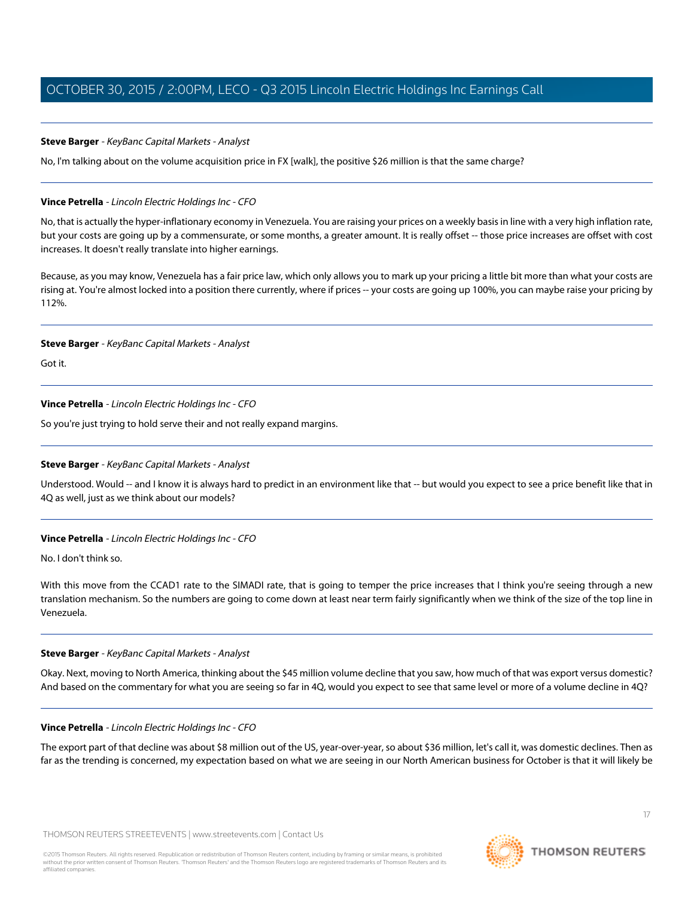**Steve Barger** - *KeyBanc Capital Markets - Analyst*

No, I'm talking about on the volume acquisition price in FX [walk], the positive $26 million is that the same charge?

---

**Vince Petrella** - *Lincoln Electric Holdings Inc - CFO*

No, that is actually the hyper-inflationary economy in Venezuela. You are raising your prices on a weekly basis in line with a very high inflation rate, but your costs are going up by a commensurate, or some months, a greater amount. It is really offset -- those price increases are offset with cost increases. It doesn't really translate into higher earnings.

Because, as you may know, Venezuela has a fair price law, which only allows you to mark up your pricing a little bit more than what your costs are rising at. You're almost locked into a position there currently, where if prices -- your costs are going up 100%, you can maybe raise your pricing by 112%.

---

**Steve Barger** - *KeyBanc Capital Markets - Analyst*

Got it.

---

**Vince Petrella** - *Lincoln Electric Holdings Inc - CFO*

So you're just trying to hold serve their and not really expand margins.

---

**Steve Barger** - *KeyBanc Capital Markets - Analyst*

Understood. Would -- and I know it is always hard to predict in an environment like that -- but would you expect to see a price benefit like that in 4Q as well, just as we think about our models?

---

**Vince Petrella** - *Lincoln Electric Holdings Inc - CFO*

No. I don't think so.

With this move from the CCAD1 rate to the SIMADI rate, that is going to temper the price increases that I think you're seeing through a new translation mechanism. So the numbers are going to come down at least near term fairly significantly when we think of the size of the top line in Venezuela.

---

**Steve Barger** - *KeyBanc Capital Markets - Analyst*

Okay. Next, moving to North America, thinking about the $45 million volume decline that you saw, how much of that was export versus domestic? And based on the commentary for what you are seeing so far in 4Q, would you expect to see that same level or more of a volume decline in 4Q?

---

**Vince Petrella** - *Lincoln Electric Holdings Inc - CFO*

The export part of that decline was about $8 million out of the US, year-over-year, so about $36 million, let's call it, was domestic declines. Then as far as the trending is concerned, my expectation based on what we are seeing in our North American business for October is that it will likely be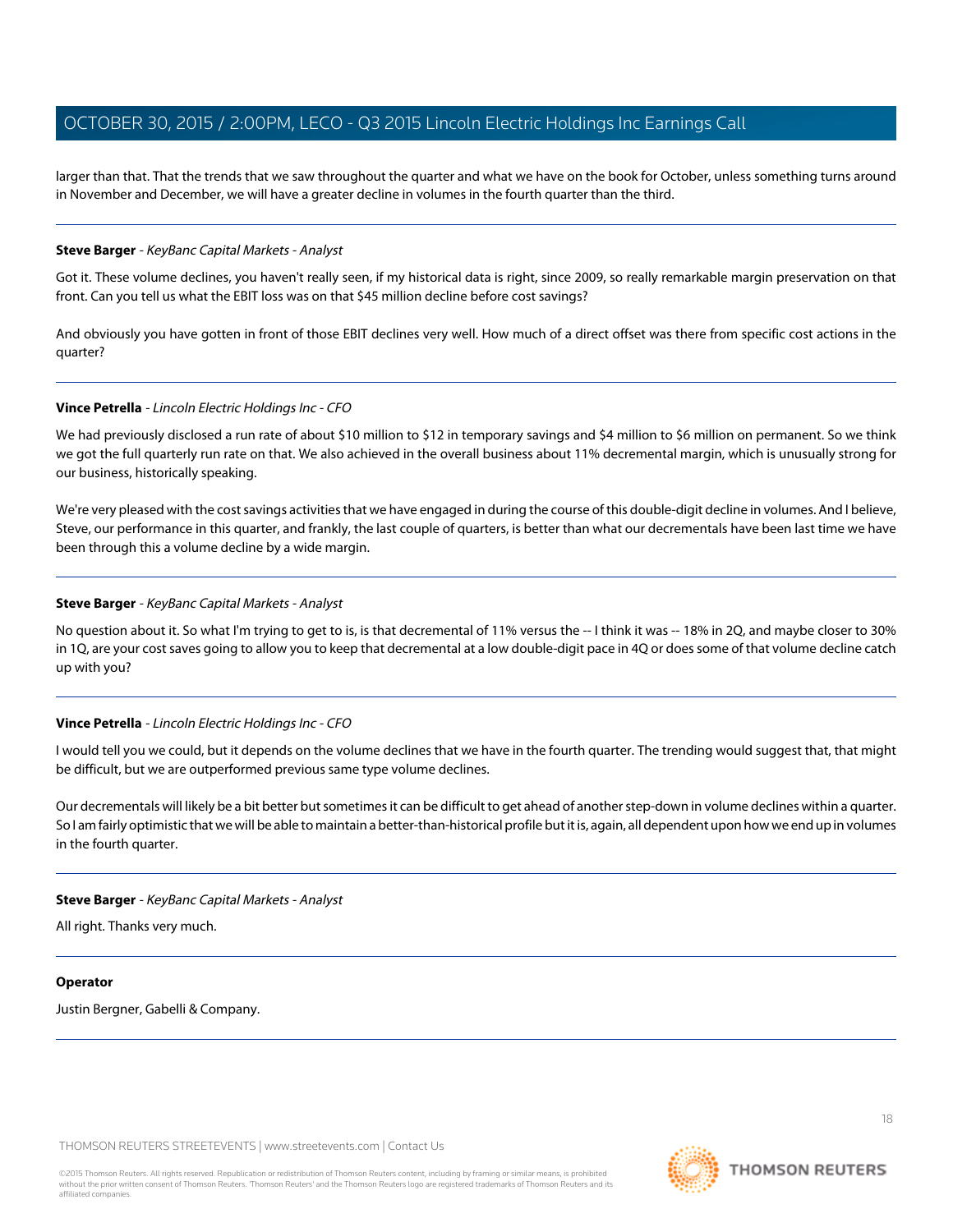larger than that. That the trends that we saw throughout the quarter and what we have on the book for October, unless something turns around in November and December, we will have a greater decline in volumes in the fourth quarter than the third.

---

**Steve Barger** - *KeyBanc Capital Markets - Analyst*

Got it. These volume declines, you haven't really seen, if my historical data is right, since 2009, so really remarkable margin preservation on that front. Can you tell us what the EBIT loss was on that $45 million decline before cost savings?

And obviously you have gotten in front of those EBIT declines very well. How much of a direct offset was there from specific cost actions in the quarter?

---

**Vince Petrella** - *Lincoln Electric Holdings Inc - CFO*

We had previously disclosed a run rate of about $10 million to $12 in temporary savings and $4 million to $6 million on permanent. So we think we got the full quarterly run rate on that. We also achieved in the overall business about 11% decremental margin, which is unusually strong for our business, historically speaking.

We're very pleased with the cost savings activities that we have engaged in during the course of this double-digit decline in volumes. And I believe, Steve, our performance in this quarter, and frankly, the last couple of quarters, is better than what our decrementals have been last time we have been through this a volume decline by a wide margin.

---

**Steve Barger** - *KeyBanc Capital Markets - Analyst*

No question about it. So what I'm trying to get to is, is that decremental of 11% versus the -- I think it was -- 18% in 2Q, and maybe closer to 30% in 1Q, are your cost saves going to allow you to keep that decremental at a low double-digit pace in 4Q or does some of that volume decline catch up with you?

---

**Vince Petrella** - *Lincoln Electric Holdings Inc - CFO*

I would tell you we could, but it depends on the volume declines that we have in the fourth quarter. The trending would suggest that, that might be difficult, but we are outperformed previous same type volume declines.

Our decrementals will likely be a bit better but sometimes it can be difficult to get ahead of another step-down in volume declines within a quarter. So I am fairly optimistic that we will be able to maintain a better-than-historical profile but it is, again, all dependent upon how we end up in volumes in the fourth quarter.

---

**Steve Barger** - *KeyBanc Capital Markets - Analyst*

All right. Thanks very much.

---

**Operator**

Justin Bergner, Gabelli & Company.

---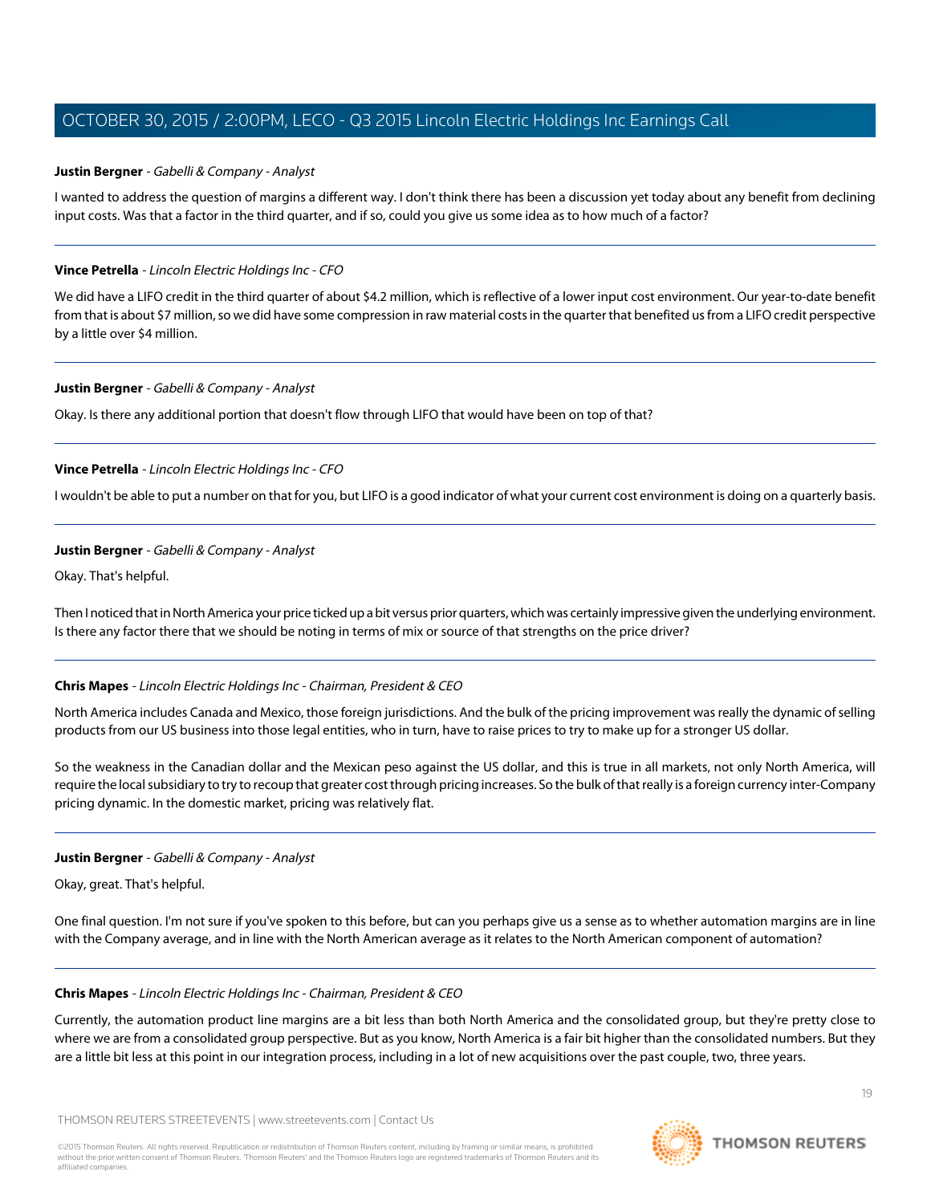**Justin Bergner** - *Gabelli & Company - Analyst*

I wanted to address the question of margins a different way. I don't think there has been a discussion yet today about any benefit from declining input costs. Was that a factor in the third quarter, and if so, could you give us some idea as to how much of a factor?

---

**Vince Petrella** - *Lincoln Electric Holdings Inc - CFO*

We did have a LIFO credit in the third quarter of about $4.2 million, which is reflective of a lower input cost environment. Our year-to-date benefit from that is about $7 million, so we did have some compression in raw material costs in the quarter that benefited us from a LIFO credit perspective by a little over $4 million.

---

**Justin Bergner** - *Gabelli & Company - Analyst*

Okay. Is there any additional portion that doesn't flow through LIFO that would have been on top of that?

---

**Vince Petrella** - *Lincoln Electric Holdings Inc - CFO*

I wouldn't be able to put a number on that for you, but LIFO is a good indicator of what your current cost environment is doing on a quarterly basis.

---

**Justin Bergner** - *Gabelli & Company - Analyst*

Okay. That's helpful.

Then I noticed that in North America your price ticked up a bit versus prior quarters, which was certainly impressive given the underlying environment. Is there any factor there that we should be noting in terms of mix or source of that strengths on the price driver?

---

**Chris Mapes** - *Lincoln Electric Holdings Inc - Chairman, President & CEO*

North America includes Canada and Mexico, those foreign jurisdictions. And the bulk of the pricing improvement was really the dynamic of selling products from our US business into those legal entities, who in turn, have to raise prices to try to make up for a stronger US dollar.

So the weakness in the Canadian dollar and the Mexican peso against the US dollar, and this is true in all markets, not only North America, will require the local subsidiary to try to recoup that greater cost through pricing increases. So the bulk of that really is a foreign currency inter-Company pricing dynamic. In the domestic market, pricing was relatively flat.

---

**Justin Bergner** - *Gabelli & Company - Analyst*

Okay, great. That's helpful.

One final question. I'm not sure if you've spoken to this before, but can you perhaps give us a sense as to whether automation margins are in line with the Company average, and in line with the North American average as it relates to the North American component of automation?

---

**Chris Mapes** - *Lincoln Electric Holdings Inc - Chairman, President & CEO*

Currently, the automation product line margins are a bit less than both North America and the consolidated group, but they're pretty close to where we are from a consolidated group perspective. But as you know, North America is a fair bit higher than the consolidated numbers. But they are a little bit less at this point in our integration process, including in a lot of new acquisitions over the past couple, two, three years.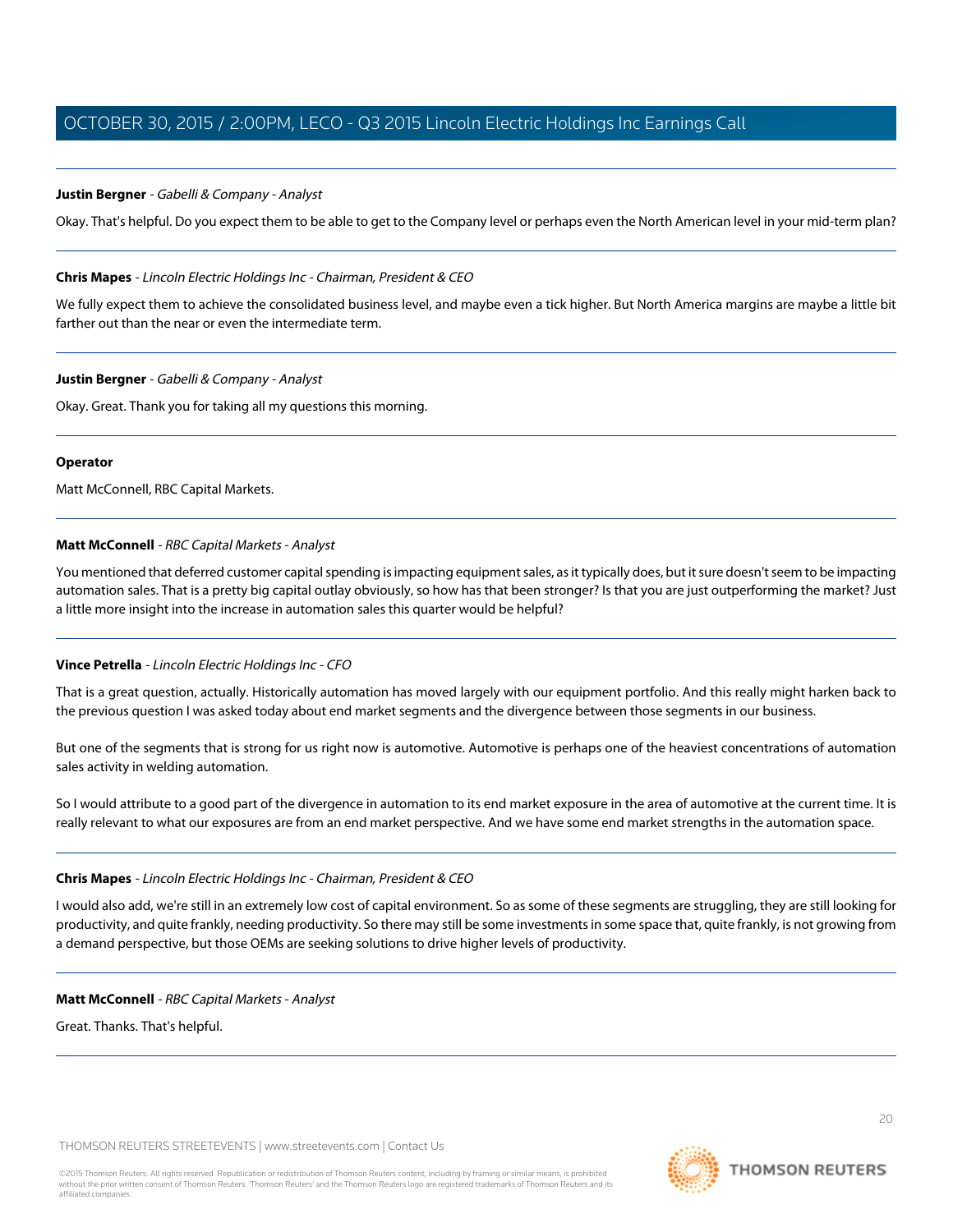**Justin Bergner** - *Gabelli & Company - Analyst*

Okay. That's helpful. Do you expect them to be able to get to the Company level or perhaps even the North American level in your mid-term plan?

---

**Chris Mapes** - *Lincoln Electric Holdings Inc - Chairman, President & CEO*

We fully expect them to achieve the consolidated business level, and maybe even a tick higher. But North America margins are maybe a little bit farther out than the near or even the intermediate term.

---

**Justin Bergner** - *Gabelli & Company - Analyst*

Okay. Great. Thank you for taking all my questions this morning.

---

**Operator**

Matt McConnell, RBC Capital Markets.

---

**Matt McConnell** - *RBC Capital Markets - Analyst*

You mentioned that deferred customer capital spending is impacting equipment sales, as it typically does, but it sure doesn't seem to be impacting automation sales. That is a pretty big capital outlay obviously, so how has that been stronger? Is that you are just outperforming the market? Just a little more insight into the increase in automation sales this quarter would be helpful?

---

**Vince Petrella** - *Lincoln Electric Holdings Inc - CFO*

That is a great question, actually. Historically automation has moved largely with our equipment portfolio. And this really might harken back to the previous question I was asked today about end market segments and the divergence between those segments in our business.

But one of the segments that is strong for us right now is automotive. Automotive is perhaps one of the heaviest concentrations of automation sales activity in welding automation.

So I would attribute to a good part of the divergence in automation to its end market exposure in the area of automotive at the current time. It is really relevant to what our exposures are from an end market perspective. And we have some end market strengths in the automation space.

---

**Chris Mapes** - *Lincoln Electric Holdings Inc - Chairman, President & CEO*

I would also add, we're still in an extremely low cost of capital environment. So as some of these segments are struggling, they are still looking for productivity, and quite frankly, needing productivity. So there may still be some investments in some space that, quite frankly, is not growing from a demand perspective, but those OEMs are seeking solutions to drive higher levels of productivity.

---

**Matt McConnell** - *RBC Capital Markets - Analyst*

Great. Thanks. That's helpful.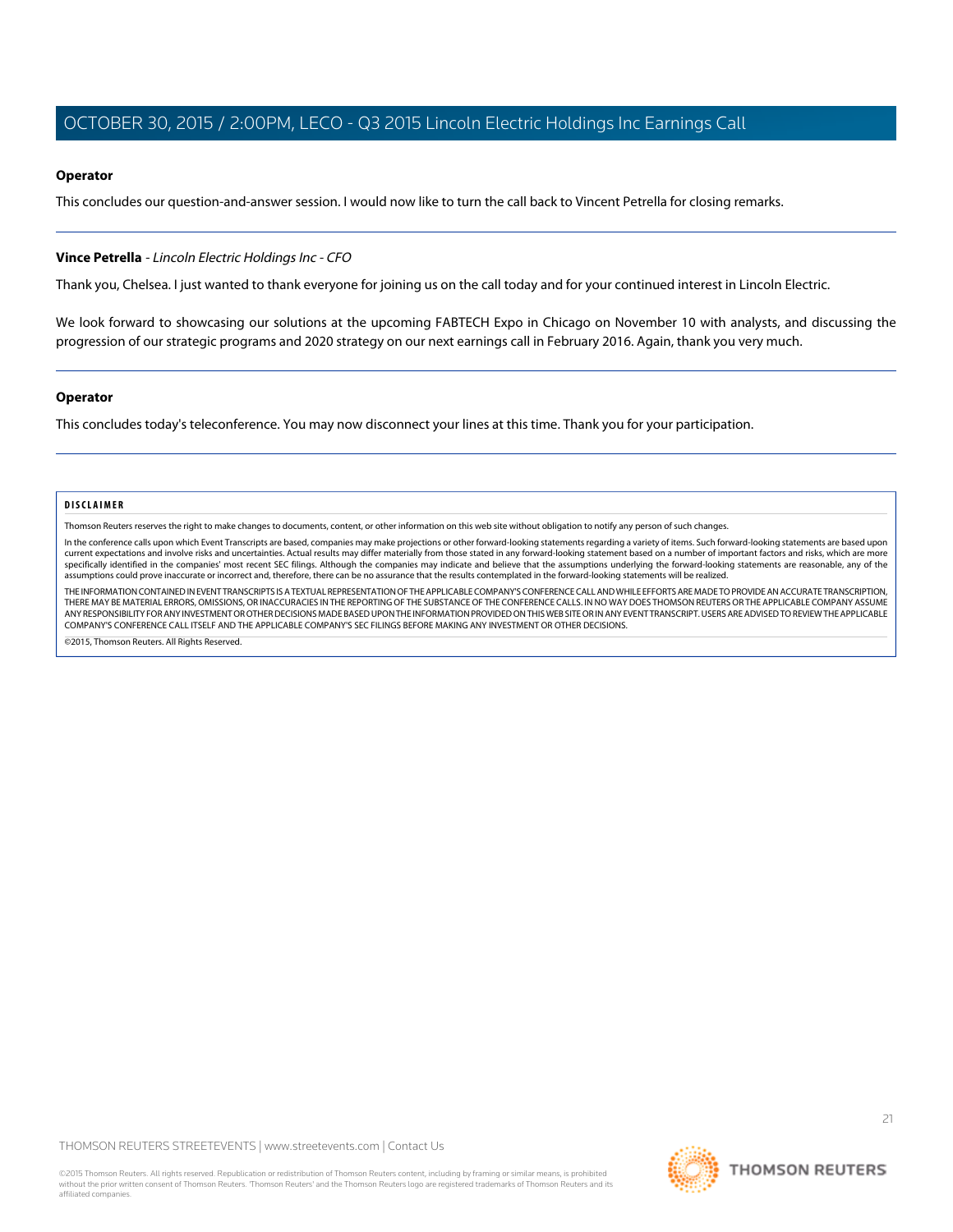**Operator**

This concludes our question-and-answer session. I would now like to turn the call back to Vincent Petrella for closing remarks.

---

**Vince Petrella** - *Lincoln Electric Holdings Inc - CFO*

Thank you, Chelsea. I just wanted to thank everyone for joining us on the call today and for your continued interest in Lincoln Electric.

We look forward to showcasing our solutions at the upcoming FABTECH Expo in Chicago on November 10 with analysts, and discussing the progression of our strategic programs and 2020 strategy on our next earnings call in February 2016. Again, thank you very much.

---

**Operator**

This concludes today's teleconference. You may now disconnect your lines at this time. Thank you for your participation.

---

**DISCLAIMER**

Thomson Reuters reserves the right to make changes to documents, content, or other information on this web site without obligation to notify any person of such changes.

In the conference calls upon which Event Transcripts are based, companies may make projections or other forward-looking statements regarding a variety of items. Such forward-looking statements are based upon current expectations and involve risks and uncertainties. Actual results may differ materially from those stated in any forward-looking statement based on a number of important factors and risks, which are more specifically identified in the companies' most recent SEC filings. Although the companies may indicate and believe that the assumptions underlying the forward-looking statements are reasonable, any of the assumptions could prove inaccurate or incorrect and, therefore, there can be no assurance that the results contemplated in the forward-looking statements will be realized.

THE INFORMATION CONTAINED IN EVENT TRANSCRIPTS IS A TEXTUAL REPRESENTATION OF THE APPLICABLE COMPANY'S CONFERENCE CALL AND WHILE EFFORTS ARE MADE TO PROVIDE AN ACCURATE TRANSCRIPTION, THERE MAY BE MATERIAL ERRORS, OMISSIONS, OR INACCURACIES IN THE REPORTING OF THE SUBSTANCE OF THE CONFERENCE CALLS. IN NO WAY DOES THOMSON REUTERS OR THE APPLICABLE COMPANY ASSUME ANY RESPONSIBILITY FOR ANY INVESTMENT OR OTHER DECISIONS MADE BASED UPON THE INFORMATION PROVIDED ON THIS WEB SITE OR IN ANY EVENT TRANSCRIPT. USERS ARE ADVISED TO REVIEW THE APPLICABLE COMPANY'S CONFERENCE CALL ITSELF AND THE APPLICABLE COMPANY'S SEC FILINGS BEFORE MAKING ANY INVESTMENT OR OTHER DECISIONS.

©2015, Thomson Reuters. All Rights Reserved.